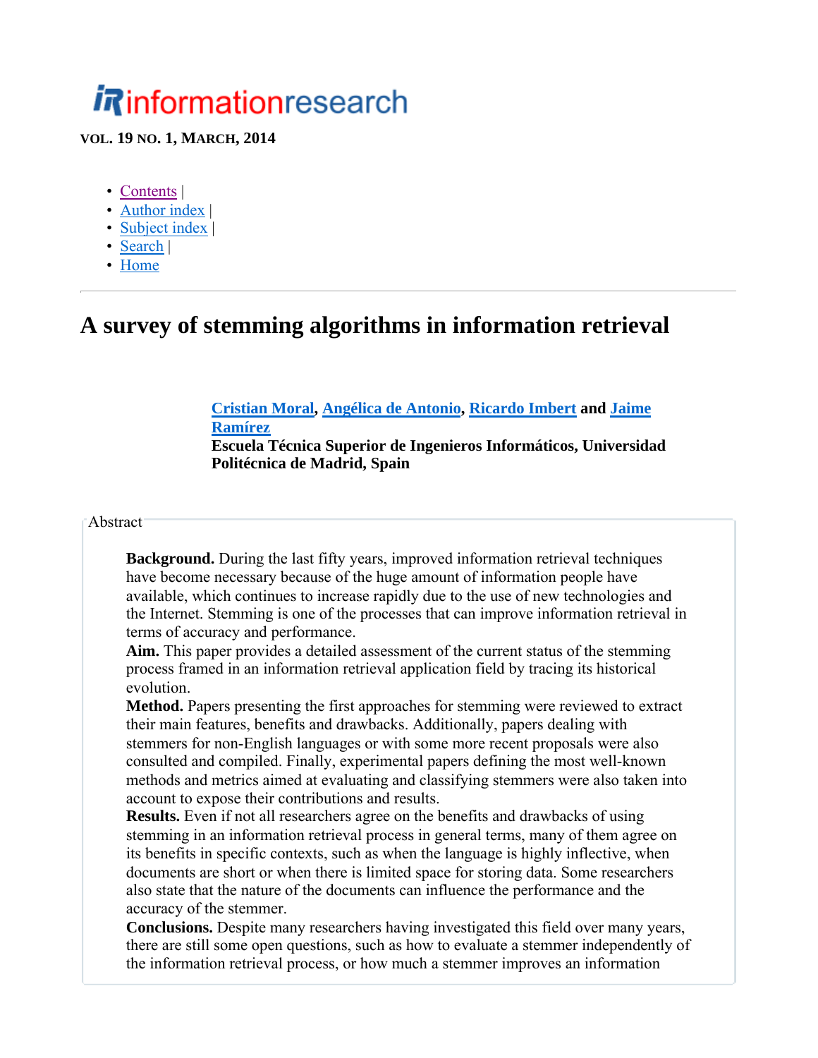# informationresearch

**VOL. 19 NO. 1, MARCH, 2014**

- Contents |
- Author index |
- Subject index |
- Search |
- Home

---

# A survey of stemming algorithms in information retrieval

**Cristian Moral, Angélica de Antonio, Ricardo Imbert and Jaime Ramírez**
**Escuela Técnica Superior de Ingenieros Informáticos, Universidad Politécnica de Madrid, Spain**

Abstract

**Background.** During the last fifty years, improved information retrieval techniques have become necessary because of the huge amount of information people have available, which continues to increase rapidly due to the use of new technologies and the Internet. Stemming is one of the processes that can improve information retrieval in terms of accuracy and performance.
**Aim.** This paper provides a detailed assessment of the current status of the stemming process framed in an information retrieval application field by tracing its historical evolution.
**Method.** Papers presenting the first approaches for stemming were reviewed to extract their main features, benefits and drawbacks. Additionally, papers dealing with stemmers for non-English languages or with some more recent proposals were also consulted and compiled. Finally, experimental papers defining the most well-known methods and metrics aimed at evaluating and classifying stemmers were also taken into account to expose their contributions and results.
**Results.** Even if not all researchers agree on the benefits and drawbacks of using stemming in an information retrieval process in general terms, many of them agree on its benefits in specific contexts, such as when the language is highly inflective, when documents are short or when there is limited space for storing data. Some researchers also state that the nature of the documents can influence the performance and the accuracy of the stemmer.
**Conclusions.** Despite many researchers having investigated this field over many years, there are still some open questions, such as how to evaluate a stemmer independently of the information retrieval process, or how much a stemmer improves an information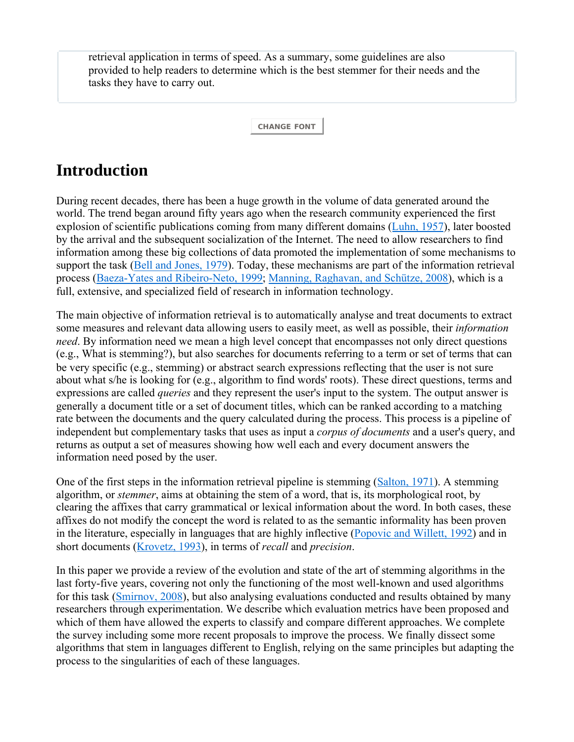retrieval application in terms of speed. As a summary, some guidelines are also provided to help readers to determine which is the best stemmer for their needs and the tasks they have to carry out.

CHANGE FONT

# Introduction

During recent decades, there has been a huge growth in the volume of data generated around the world. The trend began around fifty years ago when the research community experienced the first explosion of scientific publications coming from many different domains (Luhn, 1957), later boosted by the arrival and the subsequent socialization of the Internet. The need to allow researchers to find information among these big collections of data promoted the implementation of some mechanisms to support the task (Bell and Jones, 1979). Today, these mechanisms are part of the information retrieval process (Baeza-Yates and Ribeiro-Neto, 1999; Manning, Raghavan, and Schütze, 2008), which is a full, extensive, and specialized field of research in information technology.

The main objective of information retrieval is to automatically analyse and treat documents to extract some measures and relevant data allowing users to easily meet, as well as possible, their *information need*. By information need we mean a high level concept that encompasses not only direct questions (e.g., What is stemming?), but also searches for documents referring to a term or set of terms that can be very specific (e.g., stemming) or abstract search expressions reflecting that the user is not sure about what s/he is looking for (e.g., algorithm to find words' roots). These direct questions, terms and expressions are called *queries* and they represent the user's input to the system. The output answer is generally a document title or a set of document titles, which can be ranked according to a matching rate between the documents and the query calculated during the process. This process is a pipeline of independent but complementary tasks that uses as input a *corpus of documents* and a user's query, and returns as output a set of measures showing how well each and every document answers the information need posed by the user.

One of the first steps in the information retrieval pipeline is stemming (Salton, 1971). A stemming algorithm, or *stemmer*, aims at obtaining the stem of a word, that is, its morphological root, by clearing the affixes that carry grammatical or lexical information about the word. In both cases, these affixes do not modify the concept the word is related to as the semantic informality has been proven in the literature, especially in languages that are highly inflective (Popovic and Willett, 1992) and in short documents (Krovetz, 1993), in terms of *recall* and *precision*.

In this paper we provide a review of the evolution and state of the art of stemming algorithms in the last forty-five years, covering not only the functioning of the most well-known and used algorithms for this task (Smirnov, 2008), but also analysing evaluations conducted and results obtained by many researchers through experimentation. We describe which evaluation metrics have been proposed and which of them have allowed the experts to classify and compare different approaches. We complete the survey including some more recent proposals to improve the process. We finally dissect some algorithms that stem in languages different to English, relying on the same principles but adapting the process to the singularities of each of these languages.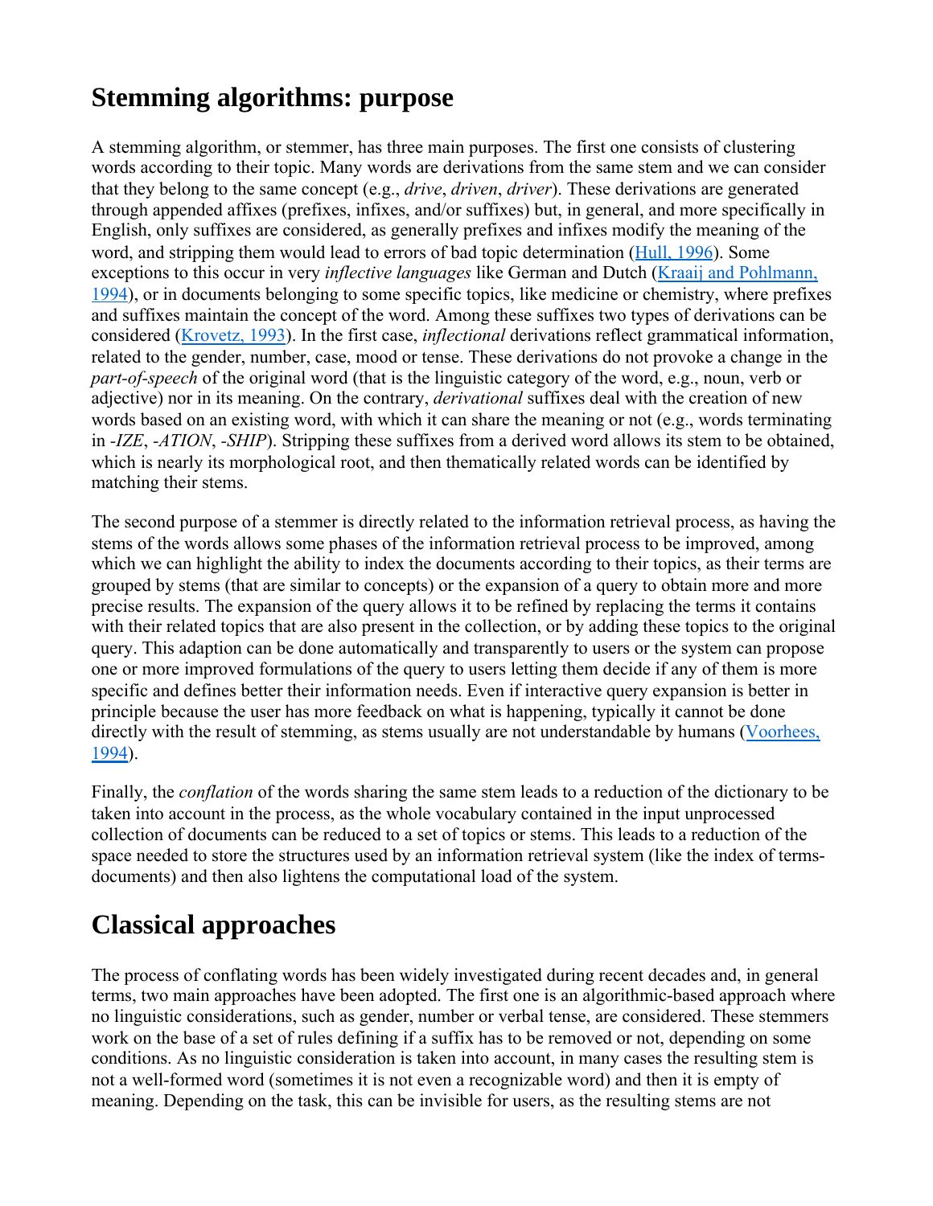## Stemming algorithms: purpose

A stemming algorithm, or stemmer, has three main purposes. The first one consists of clustering words according to their topic. Many words are derivations from the same stem and we can consider that they belong to the same concept (e.g., *drive*, *driven*, *driver*). These derivations are generated through appended affixes (prefixes, infixes, and/or suffixes) but, in general, and more specifically in English, only suffixes are considered, as generally prefixes and infixes modify the meaning of the word, and stripping them would lead to errors of bad topic determination (Hull, 1996). Some exceptions to this occur in very *inflective languages* like German and Dutch (Kraaij and Pohlmann, 1994), or in documents belonging to some specific topics, like medicine or chemistry, where prefixes and suffixes maintain the concept of the word. Among these suffixes two types of derivations can be considered (Krovetz, 1993). In the first case, *inflectional* derivations reflect grammatical information, related to the gender, number, case, mood or tense. These derivations do not provoke a change in the *part-of-speech* of the original word (that is the linguistic category of the word, e.g., noun, verb or adjective) nor in its meaning. On the contrary, *derivational* suffixes deal with the creation of new words based on an existing word, with which it can share the meaning or not (e.g., words terminating in *-IZE*, *-ATION*, *-SHIP*). Stripping these suffixes from a derived word allows its stem to be obtained, which is nearly its morphological root, and then thematically related words can be identified by matching their stems.

The second purpose of a stemmer is directly related to the information retrieval process, as having the stems of the words allows some phases of the information retrieval process to be improved, among which we can highlight the ability to index the documents according to their topics, as their terms are grouped by stems (that are similar to concepts) or the expansion of a query to obtain more and more precise results. The expansion of the query allows it to be refined by replacing the terms it contains with their related topics that are also present in the collection, or by adding these topics to the original query. This adaption can be done automatically and transparently to users or the system can propose one or more improved formulations of the query to users letting them decide if any of them is more specific and defines better their information needs. Even if interactive query expansion is better in principle because the user has more feedback on what is happening, typically it cannot be done directly with the result of stemming, as stems usually are not understandable by humans (Voorhees, 1994).

Finally, the *conflation* of the words sharing the same stem leads to a reduction of the dictionary to be taken into account in the process, as the whole vocabulary contained in the input unprocessed collection of documents can be reduced to a set of topics or stems. This leads to a reduction of the space needed to store the structures used by an information retrieval system (like the index of terms-documents) and then also lightens the computational load of the system.

## Classical approaches

The process of conflating words has been widely investigated during recent decades and, in general terms, two main approaches have been adopted. The first one is an algorithmic-based approach where no linguistic considerations, such as gender, number or verbal tense, are considered. These stemmers work on the base of a set of rules defining if a suffix has to be removed or not, depending on some conditions. As no linguistic consideration is taken into account, in many cases the resulting stem is not a well-formed word (sometimes it is not even a recognizable word) and then it is empty of meaning. Depending on the task, this can be invisible for users, as the resulting stems are not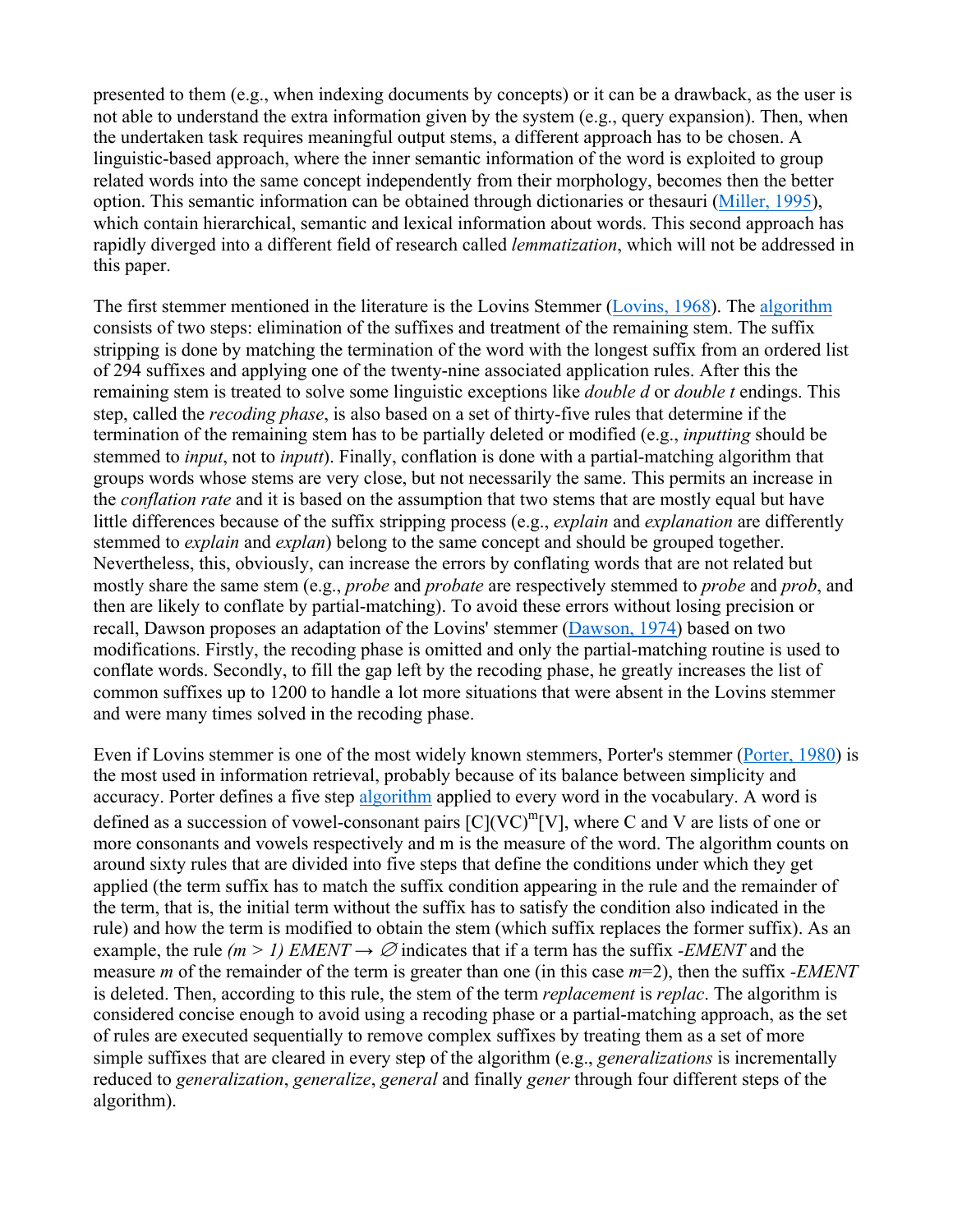presented to them (e.g., when indexing documents by concepts) or it can be a drawback, as the user is not able to understand the extra information given by the system (e.g., query expansion). Then, when the undertaken task requires meaningful output stems, a different approach has to be chosen. A linguistic-based approach, where the inner semantic information of the word is exploited to group related words into the same concept independently from their morphology, becomes then the better option. This semantic information can be obtained through dictionaries or thesauri (Miller, 1995), which contain hierarchical, semantic and lexical information about words. This second approach has rapidly diverged into a different field of research called *lemmatization*, which will not be addressed in this paper.

The first stemmer mentioned in the literature is the Lovins Stemmer (Lovins, 1968). The algorithm consists of two steps: elimination of the suffixes and treatment of the remaining stem. The suffix stripping is done by matching the termination of the word with the longest suffix from an ordered list of 294 suffixes and applying one of the twenty-nine associated application rules. After this the remaining stem is treated to solve some linguistic exceptions like *double d* or *double t* endings. This step, called the *recoding phase*, is also based on a set of thirty-five rules that determine if the termination of the remaining stem has to be partially deleted or modified (e.g., *inputting* should be stemmed to *input*, not to *inputt*). Finally, conflation is done with a partial-matching algorithm that groups words whose stems are very close, but not necessarily the same. This permits an increase in the *conflation rate* and it is based on the assumption that two stems that are mostly equal but have little differences because of the suffix stripping process (e.g., *explain* and *explanation* are differently stemmed to *explain* and *explan*) belong to the same concept and should be grouped together. Nevertheless, this, obviously, can increase the errors by conflating words that are not related but mostly share the same stem (e.g., *probe* and *probate* are respectively stemmed to *probe* and *prob*, and then are likely to conflate by partial-matching). To avoid these errors without losing precision or recall, Dawson proposes an adaptation of the Lovins' stemmer (Dawson, 1974) based on two modifications. Firstly, the recoding phase is omitted and only the partial-matching routine is used to conflate words. Secondly, to fill the gap left by the recoding phase, he greatly increases the list of common suffixes up to 1200 to handle a lot more situations that were absent in the Lovins stemmer and were many times solved in the recoding phase.

Even if Lovins stemmer is one of the most widely known stemmers, Porter's stemmer (Porter, 1980) is the most used in information retrieval, probably because of its balance between simplicity and accuracy. Porter defines a five step algorithm applied to every word in the vocabulary. A word is defined as a succession of vowel-consonant pairs $[C](VC)^m[V]$, where C and V are lists of one or more consonants and vowels respectively and m is the measure of the word. The algorithm counts on around sixty rules that are divided into five steps that define the conditions under which they get applied (the term suffix has to match the suffix condition appearing in the rule and the remainder of the term, that is, the initial term without the suffix has to satisfy the condition also indicated in the rule) and how the term is modified to obtain the stem (which suffix replaces the former suffix). As an example, the rule $(m > 1)$ *EMENT* $\rightarrow \varnothing$ indicates that if a term has the suffix *-EMENT* and the measure *m* of the remainder of the term is greater than one (in this case $m$=2), then the suffix *-EMENT* is deleted. Then, according to this rule, the stem of the term *replacement* is *replac*. The algorithm is considered concise enough to avoid using a recoding phase or a partial-matching approach, as the set of rules are executed sequentially to remove complex suffixes by treating them as a set of more simple suffixes that are cleared in every step of the algorithm (e.g., *generalizations* is incrementally reduced to *generalization*, *generalize*, *general* and finally *gener* through four different steps of the algorithm).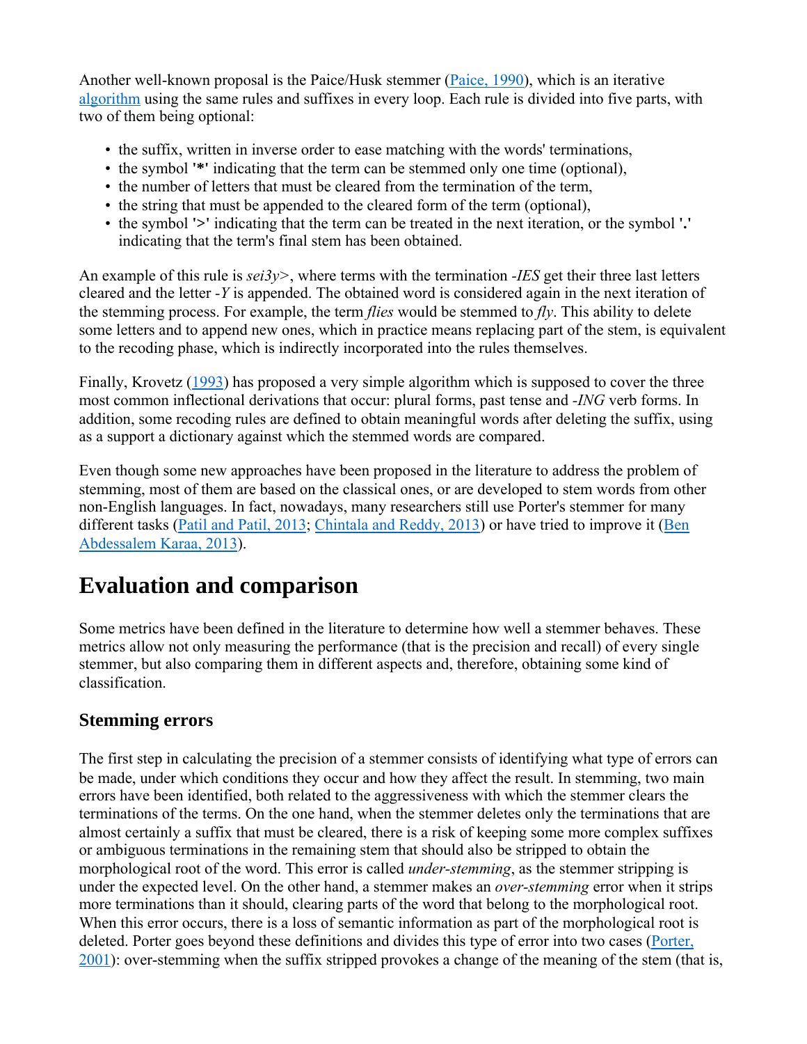Another well-known proposal is the Paice/Husk stemmer (Paice, 1990), which is an iterative algorithm using the same rules and suffixes in every loop. Each rule is divided into five parts, with two of them being optional:

- the suffix, written in inverse order to ease matching with the words' terminations,
- the symbol **'*'** indicating that the term can be stemmed only one time (optional),
- the number of letters that must be cleared from the termination of the term,
- the string that must be appended to the cleared form of the term (optional),
- the symbol **'>'** indicating that the term can be treated in the next iteration, or the symbol **'.'** indicating that the term's final stem has been obtained.

An example of this rule is *sei3y>*, where terms with the termination *-IES* get their three last letters cleared and the letter *-Y* is appended. The obtained word is considered again in the next iteration of the stemming process. For example, the term *flies* would be stemmed to *fly*. This ability to delete some letters and to append new ones, which in practice means replacing part of the stem, is equivalent to the recoding phase, which is indirectly incorporated into the rules themselves.

Finally, Krovetz (1993) has proposed a very simple algorithm which is supposed to cover the three most common inflectional derivations that occur: plural forms, past tense and *-ING* verb forms. In addition, some recoding rules are defined to obtain meaningful words after deleting the suffix, using as a support a dictionary against which the stemmed words are compared.

Even though some new approaches have been proposed in the literature to address the problem of stemming, most of them are based on the classical ones, or are developed to stem words from other non-English languages. In fact, nowadays, many researchers still use Porter's stemmer for many different tasks (Patil and Patil, 2013; Chintala and Reddy, 2013) or have tried to improve it (Ben Abdessalem Karaa, 2013).

# Evaluation and comparison

Some metrics have been defined in the literature to determine how well a stemmer behaves. These metrics allow not only measuring the performance (that is the precision and recall) of every single stemmer, but also comparing them in different aspects and, therefore, obtaining some kind of classification.

## Stemming errors

The first step in calculating the precision of a stemmer consists of identifying what type of errors can be made, under which conditions they occur and how they affect the result. In stemming, two main errors have been identified, both related to the aggressiveness with which the stemmer clears the terminations of the terms. On the one hand, when the stemmer deletes only the terminations that are almost certainly a suffix that must be cleared, there is a risk of keeping some more complex suffixes or ambiguous terminations in the remaining stem that should also be stripped to obtain the morphological root of the word. This error is called *under-stemming*, as the stemmer stripping is under the expected level. On the other hand, a stemmer makes an *over-stemming* error when it strips more terminations than it should, clearing parts of the word that belong to the morphological root. When this error occurs, there is a loss of semantic information as part of the morphological root is deleted. Porter goes beyond these definitions and divides this type of error into two cases (Porter, 2001): over-stemming when the suffix stripped provokes a change of the meaning of the stem (that is,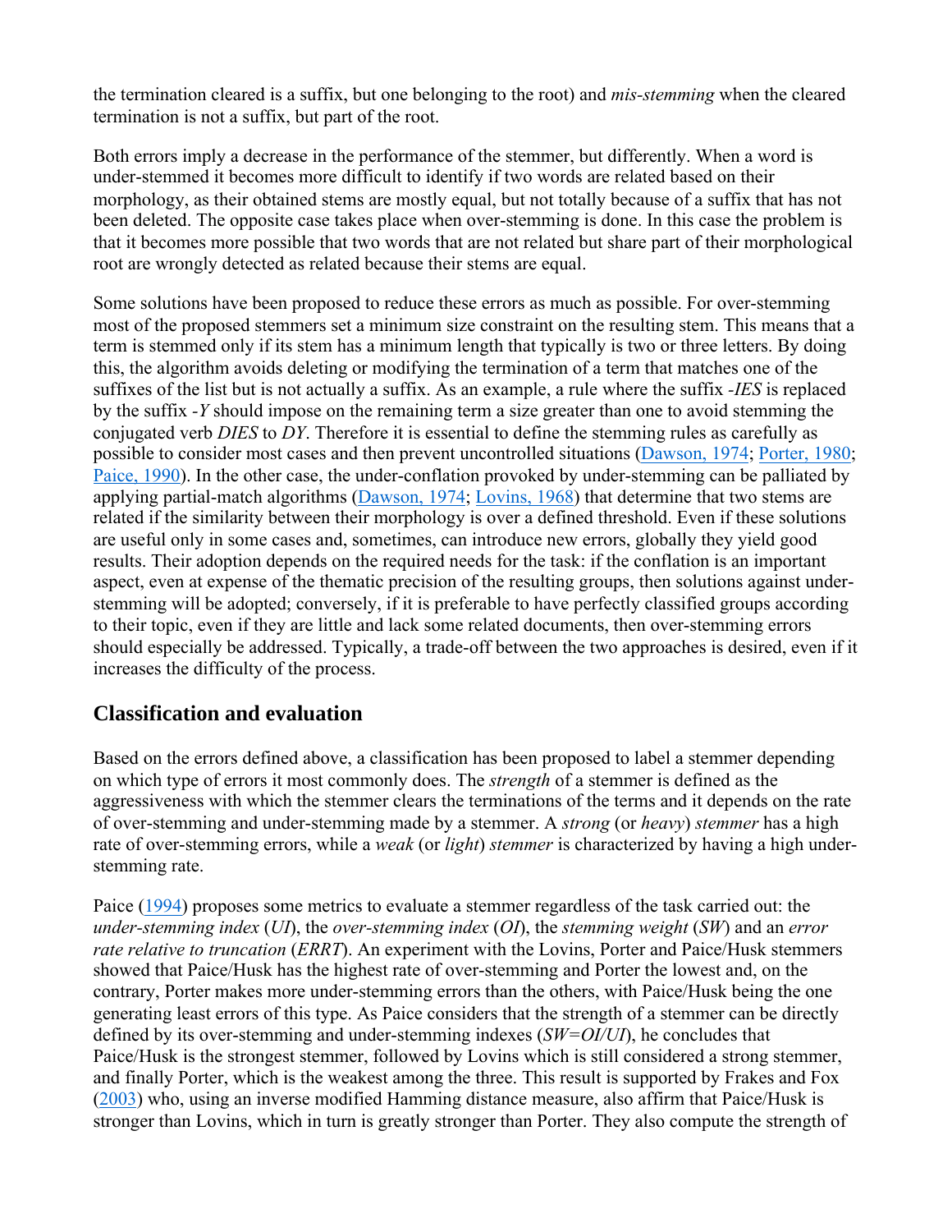the termination cleared is a suffix, but one belonging to the root) and *mis-stemming* when the cleared termination is not a suffix, but part of the root.

Both errors imply a decrease in the performance of the stemmer, but differently. When a word is under-stemmed it becomes more difficult to identify if two words are related based on their morphology, as their obtained stems are mostly equal, but not totally because of a suffix that has not been deleted. The opposite case takes place when over-stemming is done. In this case the problem is that it becomes more possible that two words that are not related but share part of their morphological root are wrongly detected as related because their stems are equal.

Some solutions have been proposed to reduce these errors as much as possible. For over-stemming most of the proposed stemmers set a minimum size constraint on the resulting stem. This means that a term is stemmed only if its stem has a minimum length that typically is two or three letters. By doing this, the algorithm avoids deleting or modifying the termination of a term that matches one of the suffixes of the list but is not actually a suffix. As an example, a rule where the suffix *-IES* is replaced by the suffix *-Y* should impose on the remaining term a size greater than one to avoid stemming the conjugated verb *DIES* to *DY*. Therefore it is essential to define the stemming rules as carefully as possible to consider most cases and then prevent uncontrolled situations (Dawson, 1974; Porter, 1980; Paice, 1990). In the other case, the under-conflation provoked by under-stemming can be palliated by applying partial-match algorithms (Dawson, 1974; Lovins, 1968) that determine that two stems are related if the similarity between their morphology is over a defined threshold. Even if these solutions are useful only in some cases and, sometimes, can introduce new errors, globally they yield good results. Their adoption depends on the required needs for the task: if the conflation is an important aspect, even at expense of the thematic precision of the resulting groups, then solutions against under-stemming will be adopted; conversely, if it is preferable to have perfectly classified groups according to their topic, even if they are little and lack some related documents, then over-stemming errors should especially be addressed. Typically, a trade-off between the two approaches is desired, even if it increases the difficulty of the process.

## Classification and evaluation

Based on the errors defined above, a classification has been proposed to label a stemmer depending on which type of errors it most commonly does. The *strength* of a stemmer is defined as the aggressiveness with which the stemmer clears the terminations of the terms and it depends on the rate of over-stemming and under-stemming made by a stemmer. A *strong* (or *heavy*) *stemmer* has a high rate of over-stemming errors, while a *weak* (or *light*) *stemmer* is characterized by having a high under-stemming rate.

Paice (1994) proposes some metrics to evaluate a stemmer regardless of the task carried out: the *under-stemming index* (*UI*), the *over-stemming index* (*OI*), the *stemming weight* (*SW*) and an *error rate relative to truncation* (*ERRT*). An experiment with the Lovins, Porter and Paice/Husk stemmers showed that Paice/Husk has the highest rate of over-stemming and Porter the lowest and, on the contrary, Porter makes more under-stemming errors than the others, with Paice/Husk being the one generating least errors of this type. As Paice considers that the strength of a stemmer can be directly defined by its over-stemming and under-stemming indexes ($SW=OI/UI$), he concludes that Paice/Husk is the strongest stemmer, followed by Lovins which is still considered a strong stemmer, and finally Porter, which is the weakest among the three. This result is supported by Frakes and Fox (2003) who, using an inverse modified Hamming distance measure, also affirm that Paice/Husk is stronger than Lovins, which in turn is greatly stronger than Porter. They also compute the strength of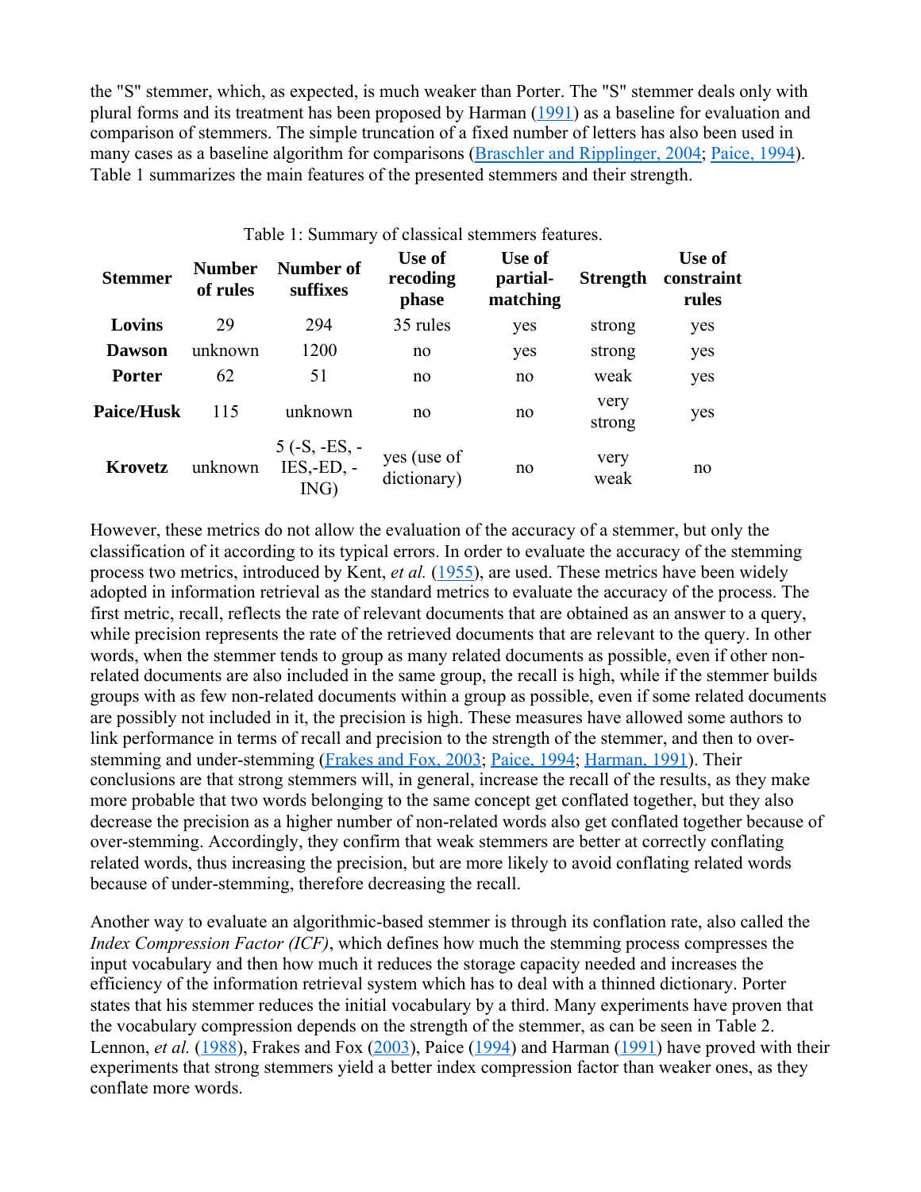the "S" stemmer, which, as expected, is much weaker than Porter. The "S" stemmer deals only with plural forms and its treatment has been proposed by Harman (1991) as a baseline for evaluation and comparison of stemmers. The simple truncation of a fixed number of letters has also been used in many cases as a baseline algorithm for comparisons (Braschler and Ripplinger, 2004; Paice, 1994). Table 1 summarizes the main features of the presented stemmers and their strength.

Table 1: Summary of classical stemmers features.

| Stemmer | Number of rules | Number of suffixes | Use of recoding phase | Use of partial-matching | Strength | Use of constraint rules |
|---|---|---|---|---|---|---|
| **Lovins** | 29 | 294 | 35 rules | yes | strong | yes |
| **Dawson** | unknown | 1200 | no | yes | strong | yes |
| **Porter** | 62 | 51 | no | no | weak | yes |
| **Paice/Husk** | 115 | unknown | no | no | very strong | yes |
| **Krovetz** | unknown | 5 (-S, -ES, -IES,-ED, -ING) | yes (use of dictionary) | no | very weak | no |

However, these metrics do not allow the evaluation of the accuracy of a stemmer, but only the classification of it according to its typical errors. In order to evaluate the accuracy of the stemming process two metrics, introduced by Kent, *et al.* (1955), are used. These metrics have been widely adopted in information retrieval as the standard metrics to evaluate the accuracy of the process. The first metric, recall, reflects the rate of relevant documents that are obtained as an answer to a query, while precision represents the rate of the retrieved documents that are relevant to the query. In other words, when the stemmer tends to group as many related documents as possible, even if other non-related documents are also included in the same group, the recall is high, while if the stemmer builds groups with as few non-related documents within a group as possible, even if some related documents are possibly not included in it, the precision is high. These measures have allowed some authors to link performance in terms of recall and precision to the strength of the stemmer, and then to over-stemming and under-stemming (Frakes and Fox, 2003; Paice, 1994; Harman, 1991). Their conclusions are that strong stemmers will, in general, increase the recall of the results, as they make more probable that two words belonging to the same concept get conflated together, but they also decrease the precision as a higher number of non-related words also get conflated together because of over-stemming. Accordingly, they confirm that weak stemmers are better at correctly conflating related words, thus increasing the precision, but are more likely to avoid conflating related words because of under-stemming, therefore decreasing the recall.

Another way to evaluate an algorithmic-based stemmer is through its conflation rate, also called the *Index Compression Factor (ICF)*, which defines how much the stemming process compresses the input vocabulary and then how much it reduces the storage capacity needed and increases the efficiency of the information retrieval system which has to deal with a thinned dictionary. Porter states that his stemmer reduces the initial vocabulary by a third. Many experiments have proven that the vocabulary compression depends on the strength of the stemmer, as can be seen in Table 2. Lennon, *et al.* (1988), Frakes and Fox (2003), Paice (1994) and Harman (1991) have proved with their experiments that strong stemmers yield a better index compression factor than weaker ones, as they conflate more words.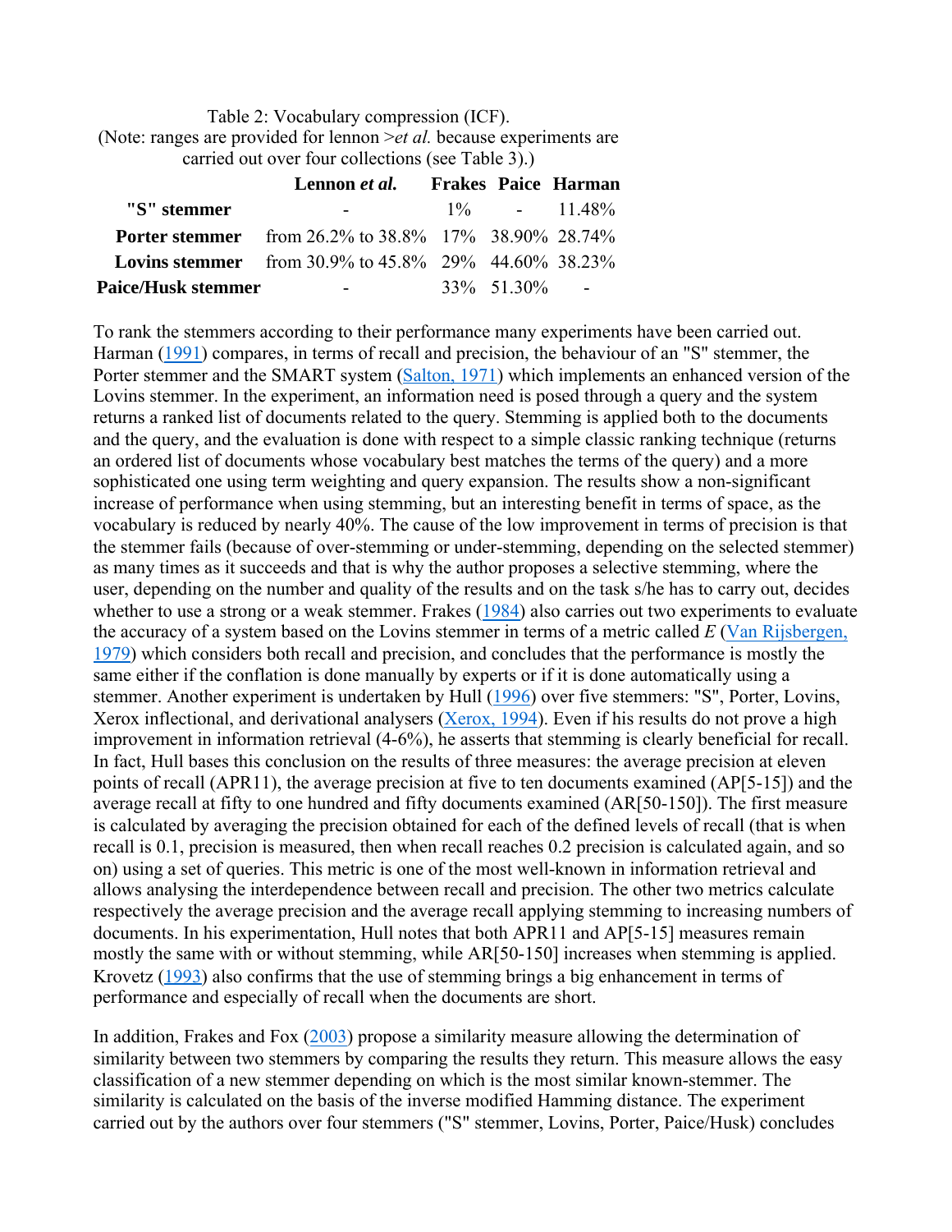Table 2: Vocabulary compression (ICF).
(Note: ranges are provided for lennon >*et al.* because experiments are carried out over four collections (see Table 3).)

| | **Lennon *et al.*** | **Frakes** | **Paice** | **Harman** |
|---|---|---|---|---|
| **"S" stemmer** | - | 1% | - | 11.48% |
| **Porter stemmer** | from 26.2% to 38.8% | 17% | 38.90% | 28.74% |
| **Lovins stemmer** | from 30.9% to 45.8% | 29% | 44.60% | 38.23% |
| **Paice/Husk stemmer** | - | 33% | 51.30% | - |

To rank the stemmers according to their performance many experiments have been carried out. Harman (1991) compares, in terms of recall and precision, the behaviour of an "S" stemmer, the Porter stemmer and the SMART system (Salton, 1971) which implements an enhanced version of the Lovins stemmer. In the experiment, an information need is posed through a query and the system returns a ranked list of documents related to the query. Stemming is applied both to the documents and the query, and the evaluation is done with respect to a simple classic ranking technique (returns an ordered list of documents whose vocabulary best matches the terms of the query) and a more sophisticated one using term weighting and query expansion. The results show a non-significant increase of performance when using stemming, but an interesting benefit in terms of space, as the vocabulary is reduced by nearly 40%. The cause of the low improvement in terms of precision is that the stemmer fails (because of over-stemming or under-stemming, depending on the selected stemmer) as many times as it succeeds and that is why the author proposes a selective stemming, where the user, depending on the number and quality of the results and on the task s/he has to carry out, decides whether to use a strong or a weak stemmer. Frakes (1984) also carries out two experiments to evaluate the accuracy of a system based on the Lovins stemmer in terms of a metric called *E* (Van Rijsbergen, 1979) which considers both recall and precision, and concludes that the performance is mostly the same either if the conflation is done manually by experts or if it is done automatically using a stemmer. Another experiment is undertaken by Hull (1996) over five stemmers: "S", Porter, Lovins, Xerox inflectional, and derivational analysers (Xerox, 1994). Even if his results do not prove a high improvement in information retrieval (4-6%), he asserts that stemming is clearly beneficial for recall. In fact, Hull bases this conclusion on the results of three measures: the average precision at eleven points of recall (APR11), the average precision at five to ten documents examined (AP[5-15]) and the average recall at fifty to one hundred and fifty documents examined (AR[50-150]). The first measure is calculated by averaging the precision obtained for each of the defined levels of recall (that is when recall is 0.1, precision is measured, then when recall reaches 0.2 precision is calculated again, and so on) using a set of queries. This metric is one of the most well-known in information retrieval and allows analysing the interdependence between recall and precision. The other two metrics calculate respectively the average precision and the average recall applying stemming to increasing numbers of documents. In his experimentation, Hull notes that both APR11 and AP[5-15] measures remain mostly the same with or without stemming, while AR[50-150] increases when stemming is applied. Krovetz (1993) also confirms that the use of stemming brings a big enhancement in terms of performance and especially of recall when the documents are short.

In addition, Frakes and Fox (2003) propose a similarity measure allowing the determination of similarity between two stemmers by comparing the results they return. This measure allows the easy classification of a new stemmer depending on which is the most similar known-stemmer. The similarity is calculated on the basis of the inverse modified Hamming distance. The experiment carried out by the authors over four stemmers ("S" stemmer, Lovins, Porter, Paice/Husk) concludes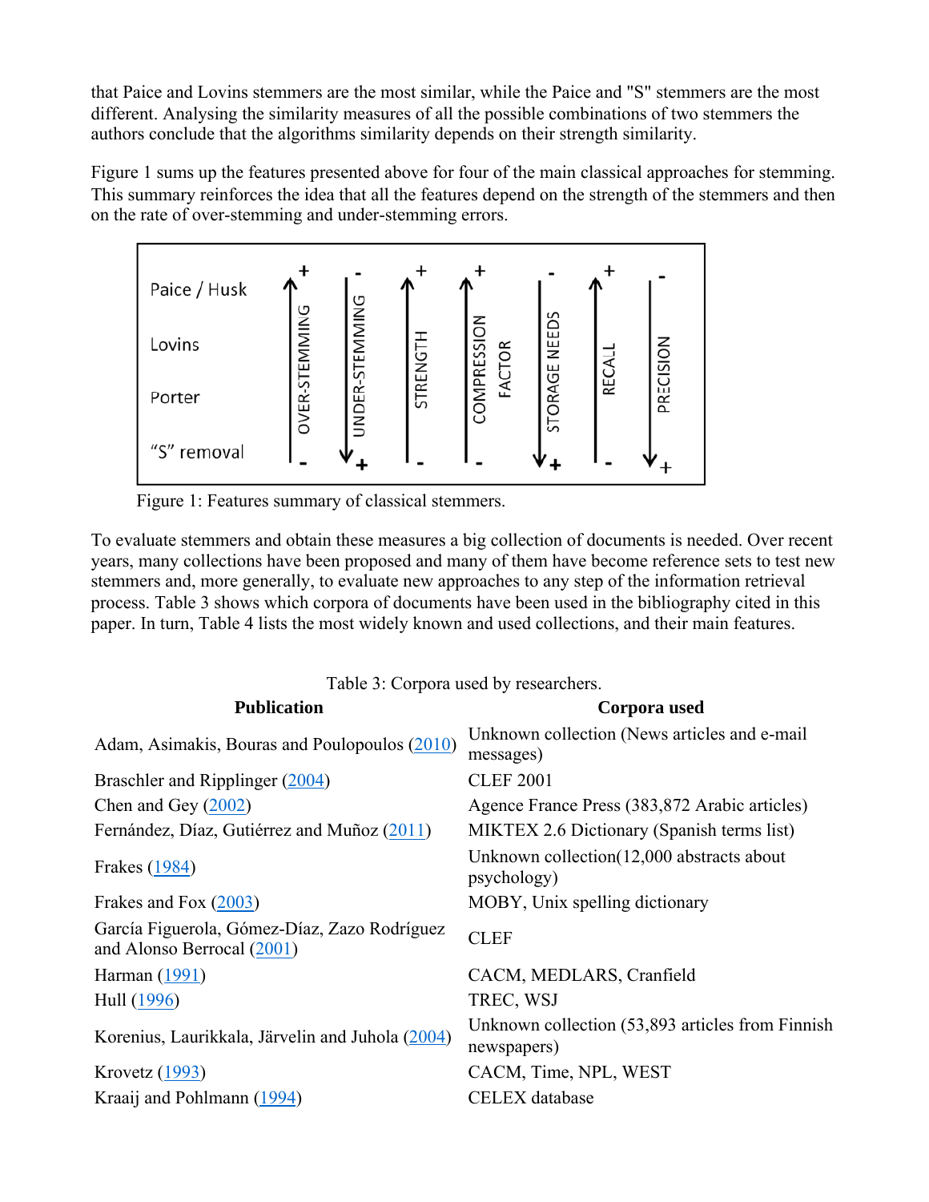that Paice and Lovins stemmers are the most similar, while the Paice and "S" stemmers are the most different. Analysing the similarity measures of all the possible combinations of two stemmers the authors conclude that the algorithms similarity depends on their strength similarity.

Figure 1 sums up the features presented above for four of the main classical approaches for stemming. This summary reinforces the idea that all the features depend on the strength of the stemmers and then on the rate of over-stemming and under-stemming errors.

| | OVER-STEMMING | UNDER-STEMMING | STRENGTH | COMPRESSION FACTOR | STORAGE NEEDS | RECALL | PRECISION |
|---|---|---|---|---|---|---|---|
| Paice / Husk | + | - | + | + | - | + | - |
| Lovins | | | | | | | |
| Porter | | | | | | | |
| "S" removal | - | + | - | - | + | - | + |

Figure 1: Features summary of classical stemmers.

To evaluate stemmers and obtain these measures a big collection of documents is needed. Over recent years, many collections have been proposed and many of them have become reference sets to test new stemmers and, more generally, to evaluate new approaches to any step of the information retrieval process. Table 3 shows which corpora of documents have been used in the bibliography cited in this paper. In turn, Table 4 lists the most widely known and used collections, and their main features.

Table 3: Corpora used by researchers.

| Publication | Corpora used |
|---|---|
| Adam, Asimakis, Bouras and Poulopoulos (2010) | Unknown collection (News articles and e-mail messages) |
| Braschler and Ripplinger (2004) | CLEF 2001 |
| Chen and Gey (2002) | Agence France Press (383,872 Arabic articles) |
| Fernández, Díaz, Gutiérrez and Muñoz (2011) | MIKTEX 2.6 Dictionary (Spanish terms list) |
| Frakes (1984) | Unknown collection(12,000 abstracts about psychology) |
| Frakes and Fox (2003) | MOBY, Unix spelling dictionary |
| García Figuerola, Gómez-Díaz, Zazo Rodríguez and Alonso Berrocal (2001) | CLEF |
| Harman (1991) | CACM, MEDLARS, Cranfield |
| Hull (1996) | TREC, WSJ |
| Korenius, Laurikkala, Järvelin and Juhola (2004) | Unknown collection (53,893 articles from Finnish newspapers) |
| Krovetz (1993) | CACM, Time, NPL, WEST |
| Kraaij and Pohlmann (1994) | CELEX database |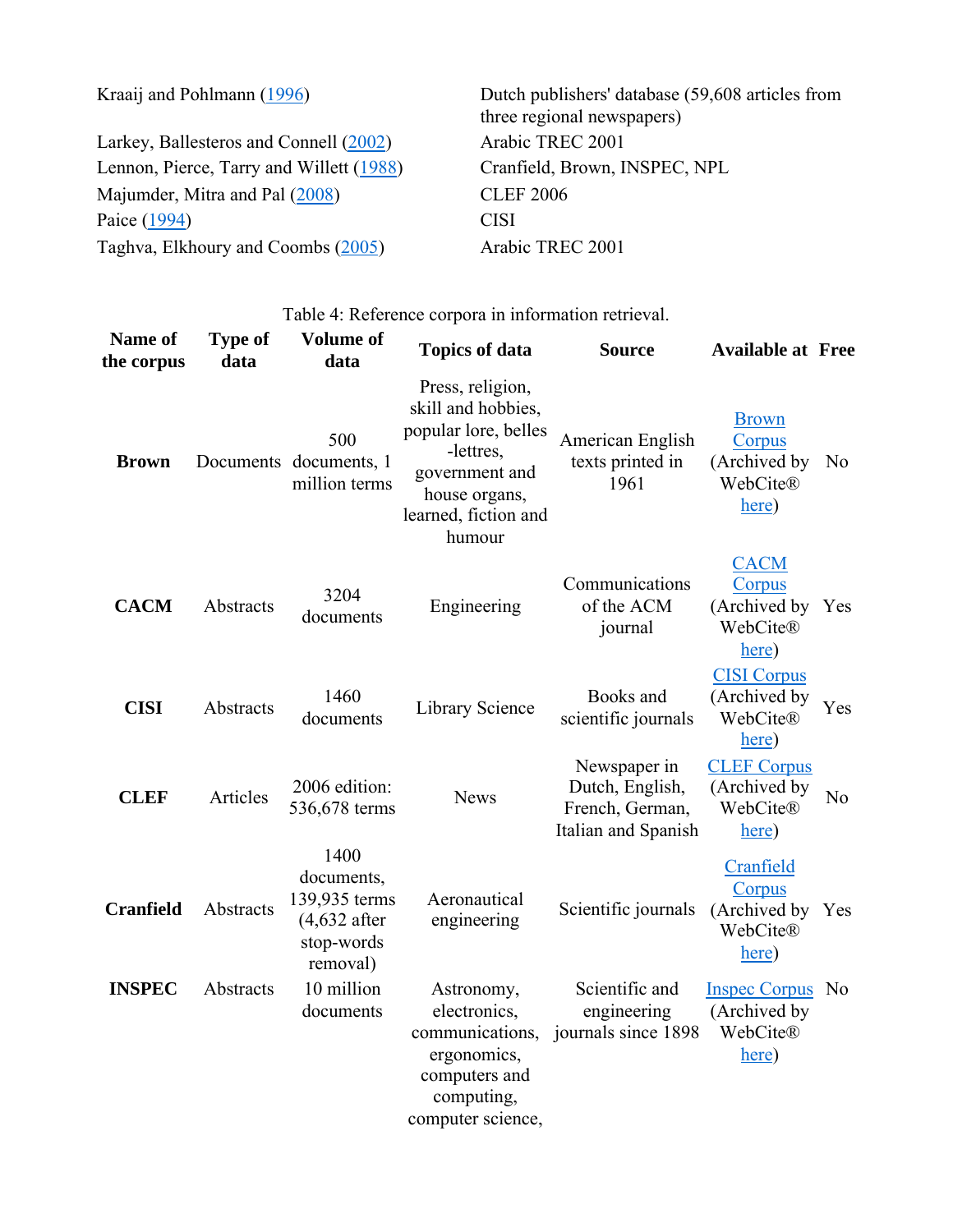| | |
|---|---|
| Kraaij and Pohlmann (1996) | Dutch publishers' database (59,608 articles from three regional newspapers) |
| Larkey, Ballesteros and Connell (2002) | Arabic TREC 2001 |
| Lennon, Pierce, Tarry and Willett (1988) | Cranfield, Brown, INSPEC, NPL |
| Majumder, Mitra and Pal (2008) | CLEF 2006 |
| Paice (1994) | CISI |
| Taghva, Elkhoury and Coombs (2005) | Arabic TREC 2001 |

Table 4: Reference corpora in information retrieval.

| Name of the corpus | Type of data | Volume of data | Topics of data | Source | Available at | Free |
|---|---|---|---|---|---|---|
| **Brown** | Documents | 500 documents, 1 million terms | Press, religion, skill and hobbies, popular lore, belles -lettres, government and house organs, learned, fiction and humour | American English texts printed in 1961 | Brown Corpus (Archived by WebCite® here) | No |
| **CACM** | Abstracts | 3204 documents | Engineering | Communications of the ACM journal | CACM Corpus (Archived by WebCite® here) | Yes |
| **CISI** | Abstracts | 1460 documents | Library Science | Books and scientific journals | CISI Corpus (Archived by WebCite® here) | Yes |
| **CLEF** | Articles | 2006 edition: 536,678 terms | News | Newspaper in Dutch, English, French, German, Italian and Spanish | CLEF Corpus (Archived by WebCite® here) | No |
| **Cranfield** | Abstracts | 1400 documents, 139,935 terms (4,632 after stop-words removal) | Aeronautical engineering | Scientific journals | Cranfield Corpus (Archived by WebCite® here) | Yes |
| **INSPEC** | Abstracts | 10 million documents | Astronomy, electronics, communications, ergonomics, computers and computing, computer science, | Scientific and engineering journals since 1898 | Inspec Corpus (Archived by WebCite® here) | No |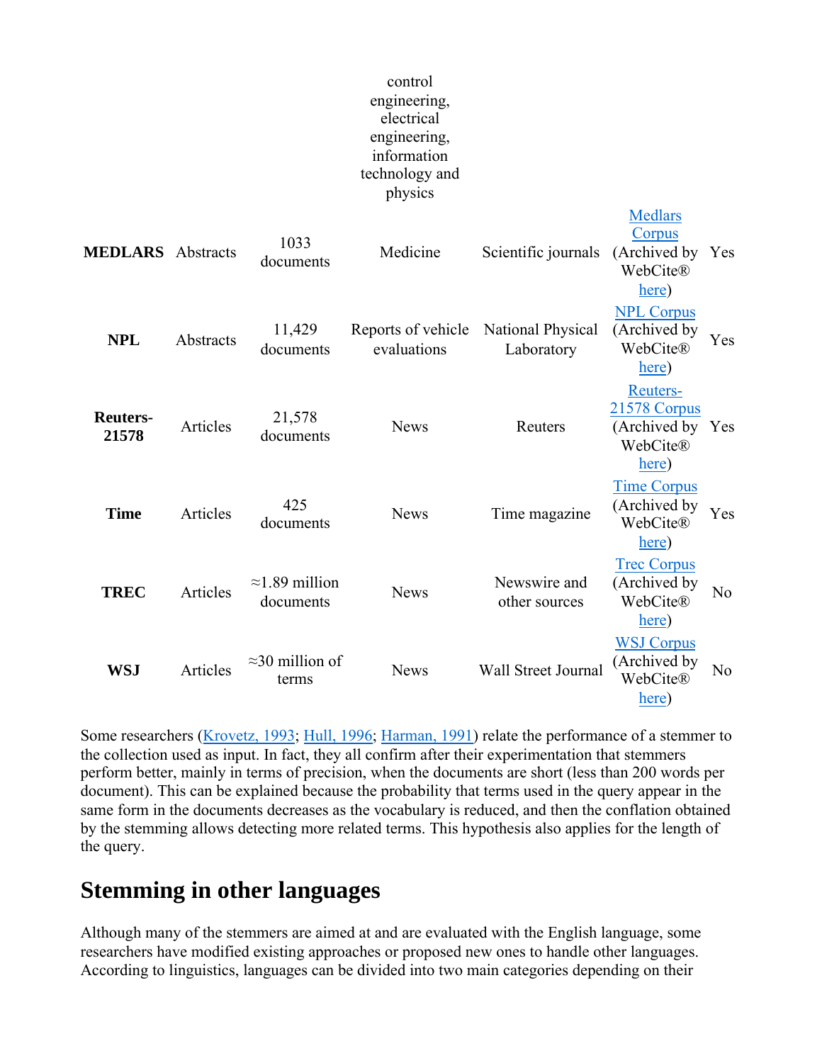| | | | control engineering, electrical engineering, information technology and physics | | | |
|---|---|---|---|---|---|---|
| **MEDLARS** | Abstracts | 1033 documents | Medicine | Scientific journals | Medlars Corpus (Archived by WebCite® here) | Yes |
| **NPL** | Abstracts | 11,429 documents | Reports of vehicle evaluations | National Physical Laboratory | NPL Corpus (Archived by WebCite® here) | Yes |
| **Reuters-21578** | Articles | 21,578 documents | News | Reuters | Reuters-21578 Corpus (Archived by WebCite® here) | Yes |
| **Time** | Articles | 425 documents | News | Time magazine | Time Corpus (Archived by WebCite® here) | Yes |
| **TREC** | Articles | ≈1.89 million documents | News | Newswire and other sources | Trec Corpus (Archived by WebCite® here) | No |
| **WSJ** | Articles | ≈30 million of terms | News | Wall Street Journal | WSJ Corpus (Archived by WebCite® here) | No |

Some researchers (Krovetz, 1993; Hull, 1996; Harman, 1991) relate the performance of a stemmer to the collection used as input. In fact, they all confirm after their experimentation that stemmers perform better, mainly in terms of precision, when the documents are short (less than 200 words per document). This can be explained because the probability that terms used in the query appear in the same form in the documents decreases as the vocabulary is reduced, and then the conflation obtained by the stemming allows detecting more related terms. This hypothesis also applies for the length of the query.

## Stemming in other languages

Although many of the stemmers are aimed at and are evaluated with the English language, some researchers have modified existing approaches or proposed new ones to handle other languages. According to linguistics, languages can be divided into two main categories depending on their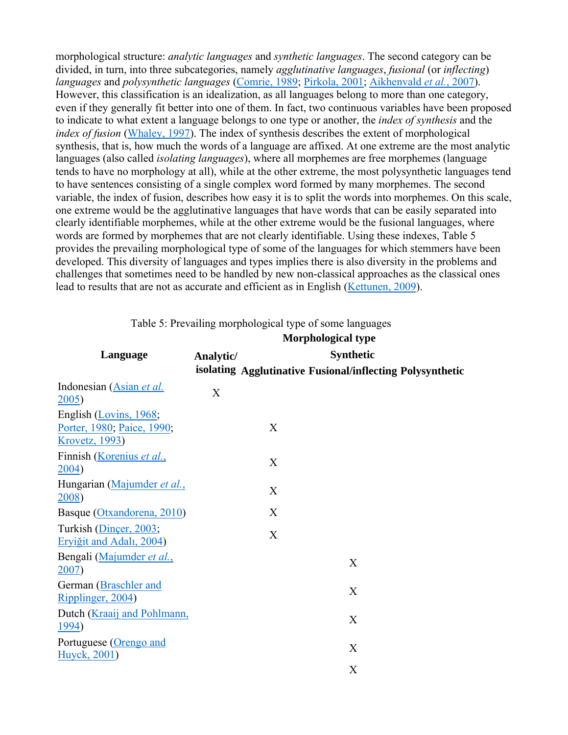morphological structure: *analytic languages* and *synthetic languages*. The second category can be divided, in turn, into three subcategories, namely *agglutinative languages*, *fusional* (or *inflecting*) *languages* and *polysynthetic languages* (Comrie, 1989; Pirkola, 2001; Aikhenvald *et al.*, 2007). However, this classification is an idealization, as all languages belong to more than one category, even if they generally fit better into one of them. In fact, two continuous variables have been proposed to indicate to what extent a language belongs to one type or another, the *index of synthesis* and the *index of fusion* (Whaley, 1997). The index of synthesis describes the extent of morphological synthesis, that is, how much the words of a language are affixed. At one extreme are the most analytic languages (also called *isolating languages*), where all morphemes are free morphemes (language tends to have no morphology at all), while at the other extreme, the most polysynthetic languages tend to have sentences consisting of a single complex word formed by many morphemes. The second variable, the index of fusion, describes how easy it is to split the words into morphemes. On this scale, one extreme would be the agglutinative languages that have words that can be easily separated into clearly identifiable morphemes, while at the other extreme would be the fusional languages, where words are formed by morphemes that are not clearly identifiable. Using these indexes, Table 5 provides the prevailing morphological type of some of the languages for which stemmers have been developed. This diversity of languages and types implies there is also diversity in the problems and challenges that sometimes need to be handled by new non-classical approaches as the classical ones lead to results that are not as accurate and efficient as in English (Kettunen, 2009).

Table 5: Prevailing morphological type of some languages

| Language | Morphological type | | | |
|---|---|---|---|---|
| | Analytic/ isolating | Synthetic | | |
| | | Agglutinative | Fusional/inflecting | Polysynthetic |
| Indonesian (Asian *et al.* 2005) | X | | | |
| English (Lovins, 1968; Porter, 1980; Paice, 1990; Krovetz, 1993) | | X | | |
| Finnish (Korenius *et al.*, 2004) | | X | | |
| Hungarian (Majumder *et al.*, 2008) | | X | | |
| Basque (Otxandorena, 2010) | | X | | |
| Turkish (Dinçer, 2003; Eryiğit and Adalı, 2004) | | X | | |
| Bengali (Majumder *et al.*, 2007) | | | X | |
| German (Braschler and Ripplinger, 2004) | | | X | |
| Dutch (Kraaij and Pohlmann, 1994) | | | X | |
| Portuguese (Orengo and Huyck, 2001) | | | X | |
| | | | X | |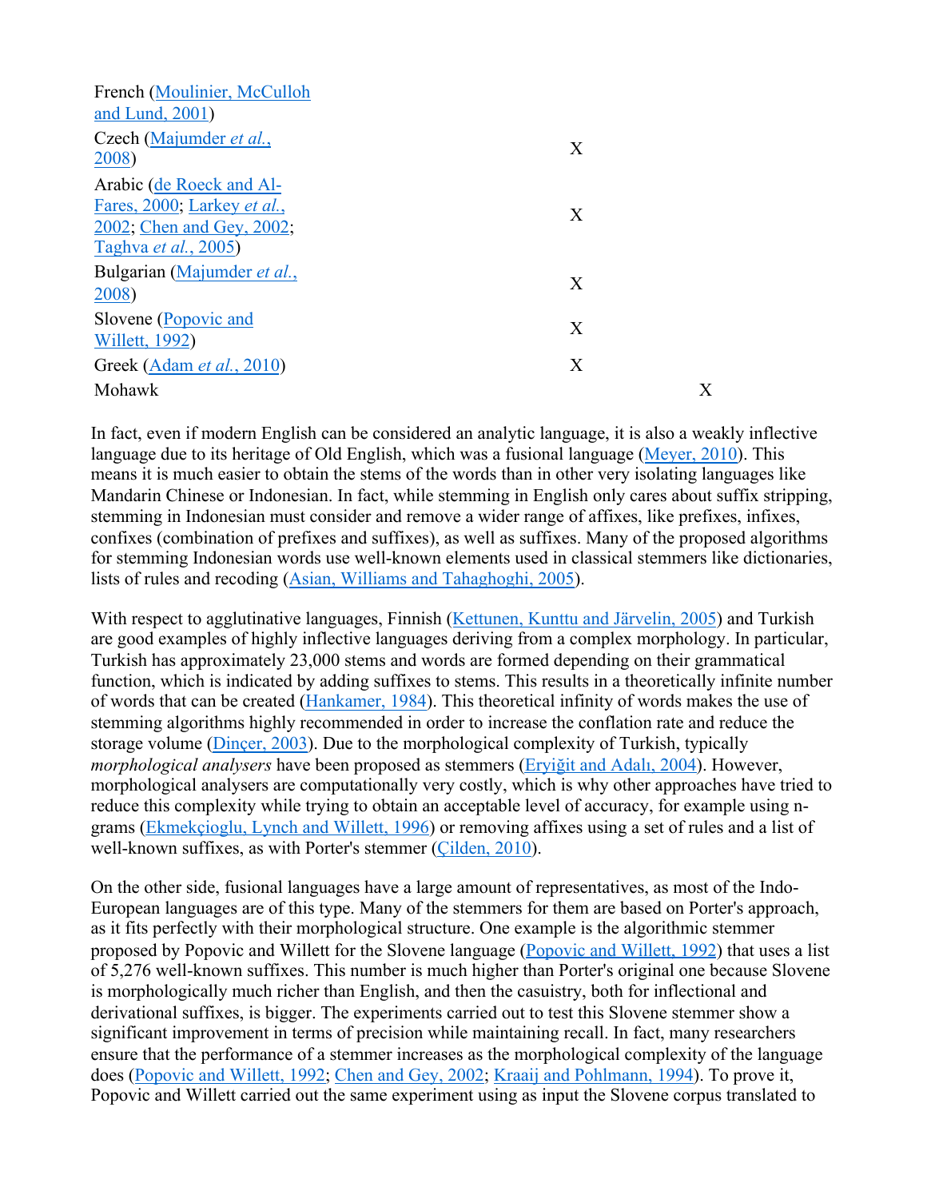| | | |
|---|---|---|
| French (Moulinier, McCulloh and Lund, 2001) | | |
| Czech (Majumder *et al.*, 2008) | X | |
| Arabic (de Roeck and Al-Fares, 2000; Larkey *et al.*, 2002; Chen and Gey, 2002; Taghva *et al.*, 2005) | X | |
| Bulgarian (Majumder *et al.*, 2008) | X | |
| Slovene (Popovic and Willett, 1992) | X | |
| Greek (Adam *et al.*, 2010) | X | |
| Mohawk | | X |

In fact, even if modern English can be considered an analytic language, it is also a weakly inflective language due to its heritage of Old English, which was a fusional language (Meyer, 2010). This means it is much easier to obtain the stems of the words than in other very isolating languages like Mandarin Chinese or Indonesian. In fact, while stemming in English only cares about suffix stripping, stemming in Indonesian must consider and remove a wider range of affixes, like prefixes, infixes, confixes (combination of prefixes and suffixes), as well as suffixes. Many of the proposed algorithms for stemming Indonesian words use well-known elements used in classical stemmers like dictionaries, lists of rules and recoding (Asian, Williams and Tahaghoghi, 2005).

With respect to agglutinative languages, Finnish (Kettunen, Kunttu and Järvelin, 2005) and Turkish are good examples of highly inflective languages deriving from a complex morphology. In particular, Turkish has approximately 23,000 stems and words are formed depending on their grammatical function, which is indicated by adding suffixes to stems. This results in a theoretically infinite number of words that can be created (Hankamer, 1984). This theoretical infinity of words makes the use of stemming algorithms highly recommended in order to increase the conflation rate and reduce the storage volume (Dinçer, 2003). Due to the morphological complexity of Turkish, typically *morphological analysers* have been proposed as stemmers (Eryiğit and Adalı, 2004). However, morphological analysers are computationally very costly, which is why other approaches have tried to reduce this complexity while trying to obtain an acceptable level of accuracy, for example using n-grams (Ekmekçioglu, Lynch and Willett, 1996) or removing affixes using a set of rules and a list of well-known suffixes, as with Porter's stemmer (Çilden, 2010).

On the other side, fusional languages have a large amount of representatives, as most of the Indo-European languages are of this type. Many of the stemmers for them are based on Porter's approach, as it fits perfectly with their morphological structure. One example is the algorithmic stemmer proposed by Popovic and Willett for the Slovene language (Popovic and Willett, 1992) that uses a list of 5,276 well-known suffixes. This number is much higher than Porter's original one because Slovene is morphologically much richer than English, and then the casuistry, both for inflectional and derivational suffixes, is bigger. The experiments carried out to test this Slovene stemmer show a significant improvement in terms of precision while maintaining recall. In fact, many researchers ensure that the performance of a stemmer increases as the morphological complexity of the language does (Popovic and Willett, 1992; Chen and Gey, 2002; Kraaij and Pohlmann, 1994). To prove it, Popovic and Willett carried out the same experiment using as input the Slovene corpus translated to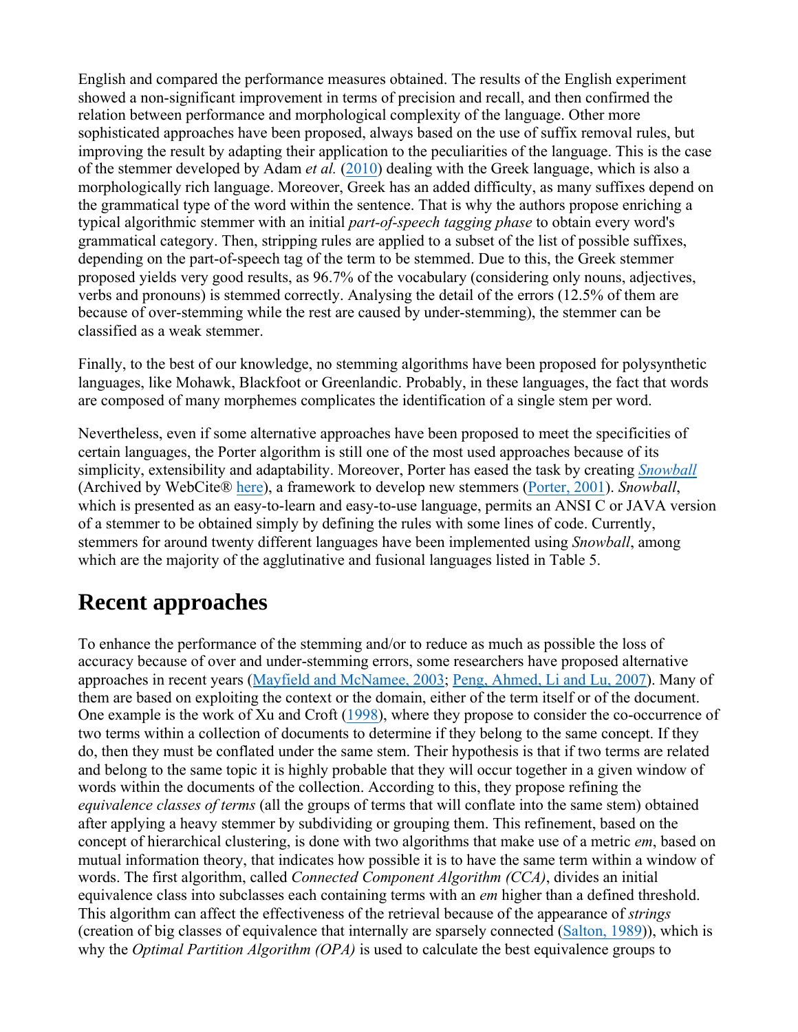English and compared the performance measures obtained. The results of the English experiment showed a non-significant improvement in terms of precision and recall, and then confirmed the relation between performance and morphological complexity of the language. Other more sophisticated approaches have been proposed, always based on the use of suffix removal rules, but improving the result by adapting their application to the peculiarities of the language. This is the case of the stemmer developed by Adam *et al.* (2010) dealing with the Greek language, which is also a morphologically rich language. Moreover, Greek has an added difficulty, as many suffixes depend on the grammatical type of the word within the sentence. That is why the authors propose enriching a typical algorithmic stemmer with an initial *part-of-speech tagging phase* to obtain every word's grammatical category. Then, stripping rules are applied to a subset of the list of possible suffixes, depending on the part-of-speech tag of the term to be stemmed. Due to this, the Greek stemmer proposed yields very good results, as 96.7% of the vocabulary (considering only nouns, adjectives, verbs and pronouns) is stemmed correctly. Analysing the detail of the errors (12.5% of them are because of over-stemming while the rest are caused by under-stemming), the stemmer can be classified as a weak stemmer.

Finally, to the best of our knowledge, no stemming algorithms have been proposed for polysynthetic languages, like Mohawk, Blackfoot or Greenlandic. Probably, in these languages, the fact that words are composed of many morphemes complicates the identification of a single stem per word.

Nevertheless, even if some alternative approaches have been proposed to meet the specificities of certain languages, the Porter algorithm is still one of the most used approaches because of its simplicity, extensibility and adaptability. Moreover, Porter has eased the task by creating *Snowball* (Archived by WebCite® here), a framework to develop new stemmers (Porter, 2001). *Snowball*, which is presented as an easy-to-learn and easy-to-use language, permits an ANSI C or JAVA version of a stemmer to be obtained simply by defining the rules with some lines of code. Currently, stemmers for around twenty different languages have been implemented using *Snowball*, among which are the majority of the agglutinative and fusional languages listed in Table 5.

## Recent approaches

To enhance the performance of the stemming and/or to reduce as much as possible the loss of accuracy because of over and under-stemming errors, some researchers have proposed alternative approaches in recent years (Mayfield and McNamee, 2003; Peng, Ahmed, Li and Lu, 2007). Many of them are based on exploiting the context or the domain, either of the term itself or of the document. One example is the work of Xu and Croft (1998), where they propose to consider the co-occurrence of two terms within a collection of documents to determine if they belong to the same concept. If they do, then they must be conflated under the same stem. Their hypothesis is that if two terms are related and belong to the same topic it is highly probable that they will occur together in a given window of words within the documents of the collection. According to this, they propose refining the *equivalence classes of terms* (all the groups of terms that will conflate into the same stem) obtained after applying a heavy stemmer by subdividing or grouping them. This refinement, based on the concept of hierarchical clustering, is done with two algorithms that make use of a metric *em*, based on mutual information theory, that indicates how possible it is to have the same term within a window of words. The first algorithm, called *Connected Component Algorithm (CCA)*, divides an initial equivalence class into subclasses each containing terms with an *em* higher than a defined threshold. This algorithm can affect the effectiveness of the retrieval because of the appearance of *strings* (creation of big classes of equivalence that internally are sparsely connected (Salton, 1989)), which is why the *Optimal Partition Algorithm (OPA)* is used to calculate the best equivalence groups to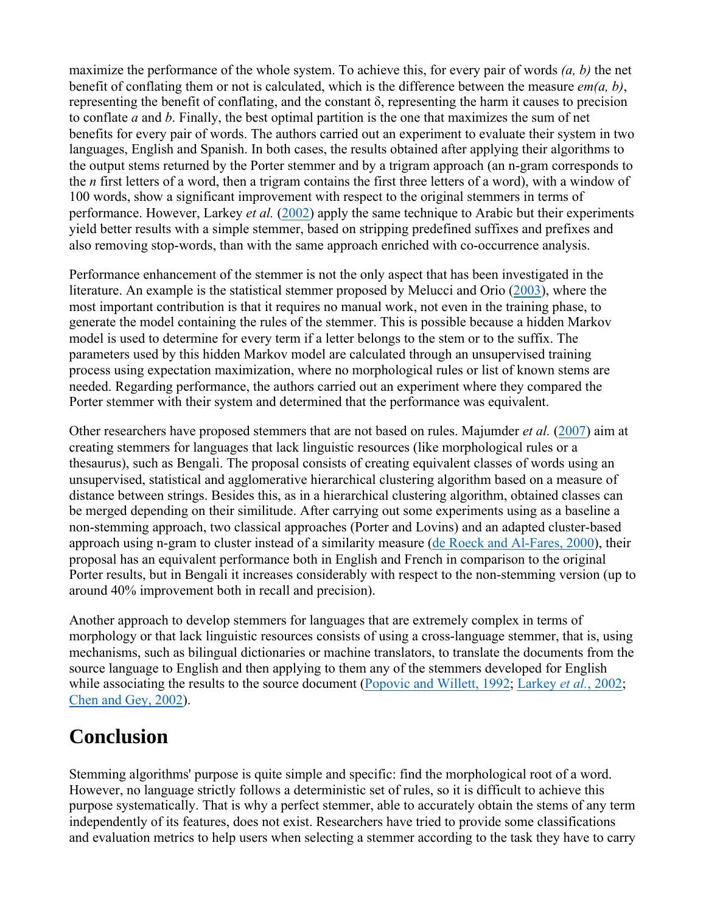maximize the performance of the whole system. To achieve this, for every pair of words *(a, b)* the net benefit of conflating them or not is calculated, which is the difference between the measure *em(a, b)*, representing the benefit of conflating, and the constant δ, representing the harm it causes to precision to conflate *a* and *b*. Finally, the best optimal partition is the one that maximizes the sum of net benefits for every pair of words. The authors carried out an experiment to evaluate their system in two languages, English and Spanish. In both cases, the results obtained after applying their algorithms to the output stems returned by the Porter stemmer and by a trigram approach (an n-gram corresponds to the *n* first letters of a word, then a trigram contains the first three letters of a word), with a window of 100 words, show a significant improvement with respect to the original stemmers in terms of performance. However, Larkey *et al.* (2002) apply the same technique to Arabic but their experiments yield better results with a simple stemmer, based on stripping predefined suffixes and prefixes and also removing stop-words, than with the same approach enriched with co-occurrence analysis.

Performance enhancement of the stemmer is not the only aspect that has been investigated in the literature. An example is the statistical stemmer proposed by Melucci and Orio (2003), where the most important contribution is that it requires no manual work, not even in the training phase, to generate the model containing the rules of the stemmer. This is possible because a hidden Markov model is used to determine for every term if a letter belongs to the stem or to the suffix. The parameters used by this hidden Markov model are calculated through an unsupervised training process using expectation maximization, where no morphological rules or list of known stems are needed. Regarding performance, the authors carried out an experiment where they compared the Porter stemmer with their system and determined that the performance was equivalent.

Other researchers have proposed stemmers that are not based on rules. Majumder *et al.* (2007) aim at creating stemmers for languages that lack linguistic resources (like morphological rules or a thesaurus), such as Bengali. The proposal consists of creating equivalent classes of words using an unsupervised, statistical and agglomerative hierarchical clustering algorithm based on a measure of distance between strings. Besides this, as in a hierarchical clustering algorithm, obtained classes can be merged depending on their similitude. After carrying out some experiments using as a baseline a non-stemming approach, two classical approaches (Porter and Lovins) and an adapted cluster-based approach using n-gram to cluster instead of a similarity measure (de Roeck and Al-Fares, 2000), their proposal has an equivalent performance both in English and French in comparison to the original Porter results, but in Bengali it increases considerably with respect to the non-stemming version (up to around 40% improvement both in recall and precision).

Another approach to develop stemmers for languages that are extremely complex in terms of morphology or that lack linguistic resources consists of using a cross-language stemmer, that is, using mechanisms, such as bilingual dictionaries or machine translators, to translate the documents from the source language to English and then applying to them any of the stemmers developed for English while associating the results to the source document (Popovic and Willett, 1992; Larkey *et al.*, 2002; Chen and Gey, 2002).

## Conclusion

Stemming algorithms' purpose is quite simple and specific: find the morphological root of a word. However, no language strictly follows a deterministic set of rules, so it is difficult to achieve this purpose systematically. That is why a perfect stemmer, able to accurately obtain the stems of any term independently of its features, does not exist. Researchers have tried to provide some classifications and evaluation metrics to help users when selecting a stemmer according to the task they have to carry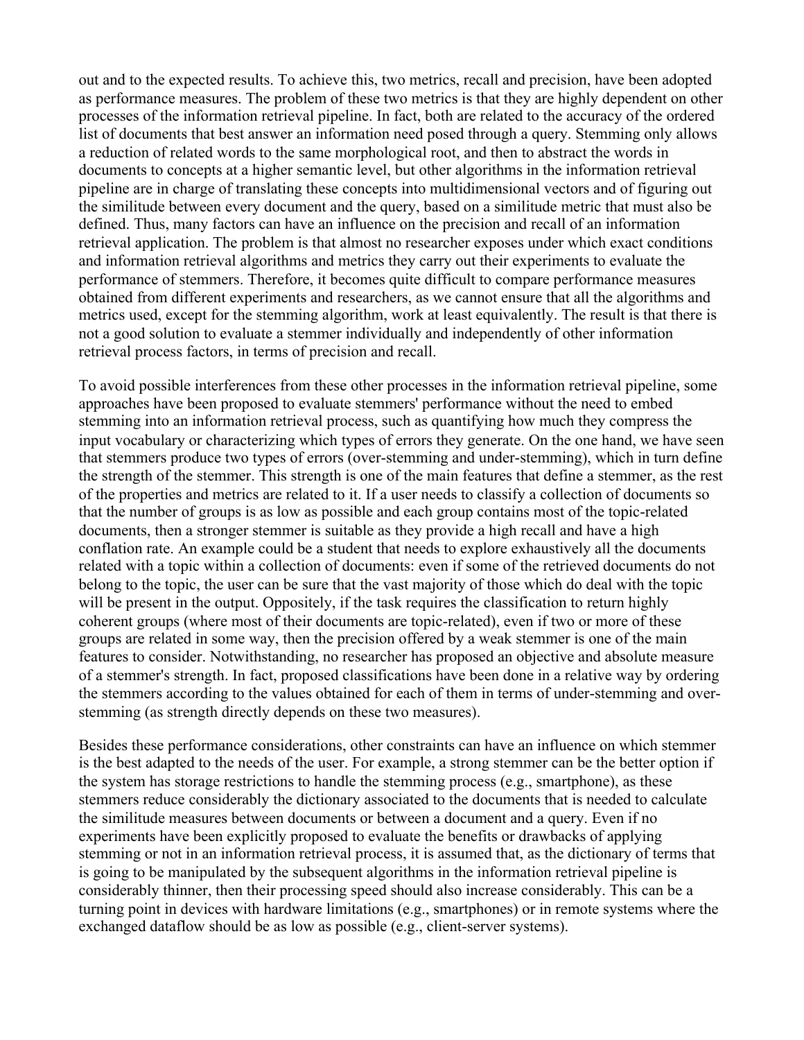out and to the expected results. To achieve this, two metrics, recall and precision, have been adopted as performance measures. The problem of these two metrics is that they are highly dependent on other processes of the information retrieval pipeline. In fact, both are related to the accuracy of the ordered list of documents that best answer an information need posed through a query. Stemming only allows a reduction of related words to the same morphological root, and then to abstract the words in documents to concepts at a higher semantic level, but other algorithms in the information retrieval pipeline are in charge of translating these concepts into multidimensional vectors and of figuring out the similitude between every document and the query, based on a similitude metric that must also be defined. Thus, many factors can have an influence on the precision and recall of an information retrieval application. The problem is that almost no researcher exposes under which exact conditions and information retrieval algorithms and metrics they carry out their experiments to evaluate the performance of stemmers. Therefore, it becomes quite difficult to compare performance measures obtained from different experiments and researchers, as we cannot ensure that all the algorithms and metrics used, except for the stemming algorithm, work at least equivalently. The result is that there is not a good solution to evaluate a stemmer individually and independently of other information retrieval process factors, in terms of precision and recall.

To avoid possible interferences from these other processes in the information retrieval pipeline, some approaches have been proposed to evaluate stemmers' performance without the need to embed stemming into an information retrieval process, such as quantifying how much they compress the input vocabulary or characterizing which types of errors they generate. On the one hand, we have seen that stemmers produce two types of errors (over-stemming and under-stemming), which in turn define the strength of the stemmer. This strength is one of the main features that define a stemmer, as the rest of the properties and metrics are related to it. If a user needs to classify a collection of documents so that the number of groups is as low as possible and each group contains most of the topic-related documents, then a stronger stemmer is suitable as they provide a high recall and have a high conflation rate. An example could be a student that needs to explore exhaustively all the documents related with a topic within a collection of documents: even if some of the retrieved documents do not belong to the topic, the user can be sure that the vast majority of those which do deal with the topic will be present in the output. Oppositely, if the task requires the classification to return highly coherent groups (where most of their documents are topic-related), even if two or more of these groups are related in some way, then the precision offered by a weak stemmer is one of the main features to consider. Notwithstanding, no researcher has proposed an objective and absolute measure of a stemmer's strength. In fact, proposed classifications have been done in a relative way by ordering the stemmers according to the values obtained for each of them in terms of under-stemming and over-stemming (as strength directly depends on these two measures).

Besides these performance considerations, other constraints can have an influence on which stemmer is the best adapted to the needs of the user. For example, a strong stemmer can be the better option if the system has storage restrictions to handle the stemming process (e.g., smartphone), as these stemmers reduce considerably the dictionary associated to the documents that is needed to calculate the similitude measures between documents or between a document and a query. Even if no experiments have been explicitly proposed to evaluate the benefits or drawbacks of applying stemming or not in an information retrieval process, it is assumed that, as the dictionary of terms that is going to be manipulated by the subsequent algorithms in the information retrieval pipeline is considerably thinner, then their processing speed should also increase considerably. This can be a turning point in devices with hardware limitations (e.g., smartphones) or in remote systems where the exchanged dataflow should be as low as possible (e.g., client-server systems).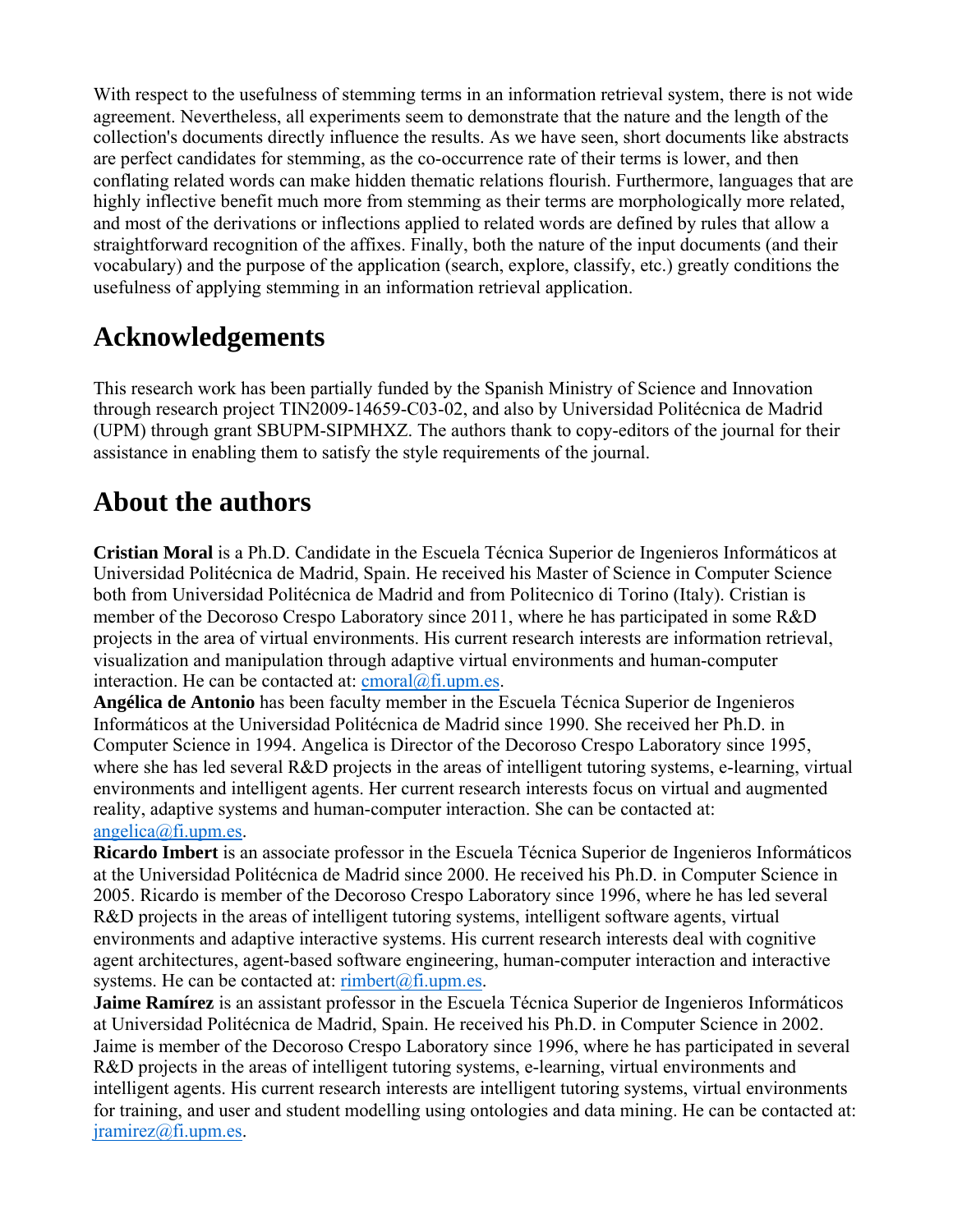With respect to the usefulness of stemming terms in an information retrieval system, there is not wide agreement. Nevertheless, all experiments seem to demonstrate that the nature and the length of the collection's documents directly influence the results. As we have seen, short documents like abstracts are perfect candidates for stemming, as the co-occurrence rate of their terms is lower, and then conflating related words can make hidden thematic relations flourish. Furthermore, languages that are highly inflective benefit much more from stemming as their terms are morphologically more related, and most of the derivations or inflections applied to related words are defined by rules that allow a straightforward recognition of the affixes. Finally, both the nature of the input documents (and their vocabulary) and the purpose of the application (search, explore, classify, etc.) greatly conditions the usefulness of applying stemming in an information retrieval application.

## Acknowledgements

This research work has been partially funded by the Spanish Ministry of Science and Innovation through research project TIN2009-14659-C03-02, and also by Universidad Politécnica de Madrid (UPM) through grant SBUPM-SIPMHXZ. The authors thank to copy-editors of the journal for their assistance in enabling them to satisfy the style requirements of the journal.

## About the authors

**Cristian Moral** is a Ph.D. Candidate in the Escuela Técnica Superior de Ingenieros Informáticos at Universidad Politécnica de Madrid, Spain. He received his Master of Science in Computer Science both from Universidad Politécnica de Madrid and from Politecnico di Torino (Italy). Cristian is member of the Decoroso Crespo Laboratory since 2011, where he has participated in some R&D projects in the area of virtual environments. His current research interests are information retrieval, visualization and manipulation through adaptive virtual environments and human-computer interaction. He can be contacted at: cmoral@fi.upm.es.

**Angélica de Antonio** has been faculty member in the Escuela Técnica Superior de Ingenieros Informáticos at the Universidad Politécnica de Madrid since 1990. She received her Ph.D. in Computer Science in 1994. Angelica is Director of the Decoroso Crespo Laboratory since 1995, where she has led several R&D projects in the areas of intelligent tutoring systems, e-learning, virtual environments and intelligent agents. Her current research interests focus on virtual and augmented reality, adaptive systems and human-computer interaction. She can be contacted at: angelica@fi.upm.es.

**Ricardo Imbert** is an associate professor in the Escuela Técnica Superior de Ingenieros Informáticos at the Universidad Politécnica de Madrid since 2000. He received his Ph.D. in Computer Science in 2005. Ricardo is member of the Decoroso Crespo Laboratory since 1996, where he has led several R&D projects in the areas of intelligent tutoring systems, intelligent software agents, virtual environments and adaptive interactive systems. His current research interests deal with cognitive agent architectures, agent-based software engineering, human-computer interaction and interactive systems. He can be contacted at: rimbert@fi.upm.es.

**Jaime Ramírez** is an assistant professor in the Escuela Técnica Superior de Ingenieros Informáticos at Universidad Politécnica de Madrid, Spain. He received his Ph.D. in Computer Science in 2002. Jaime is member of the Decoroso Crespo Laboratory since 1996, where he has participated in several R&D projects in the areas of intelligent tutoring systems, e-learning, virtual environments and intelligent agents. His current research interests are intelligent tutoring systems, virtual environments for training, and user and student modelling using ontologies and data mining. He can be contacted at: jramirez@fi.upm.es.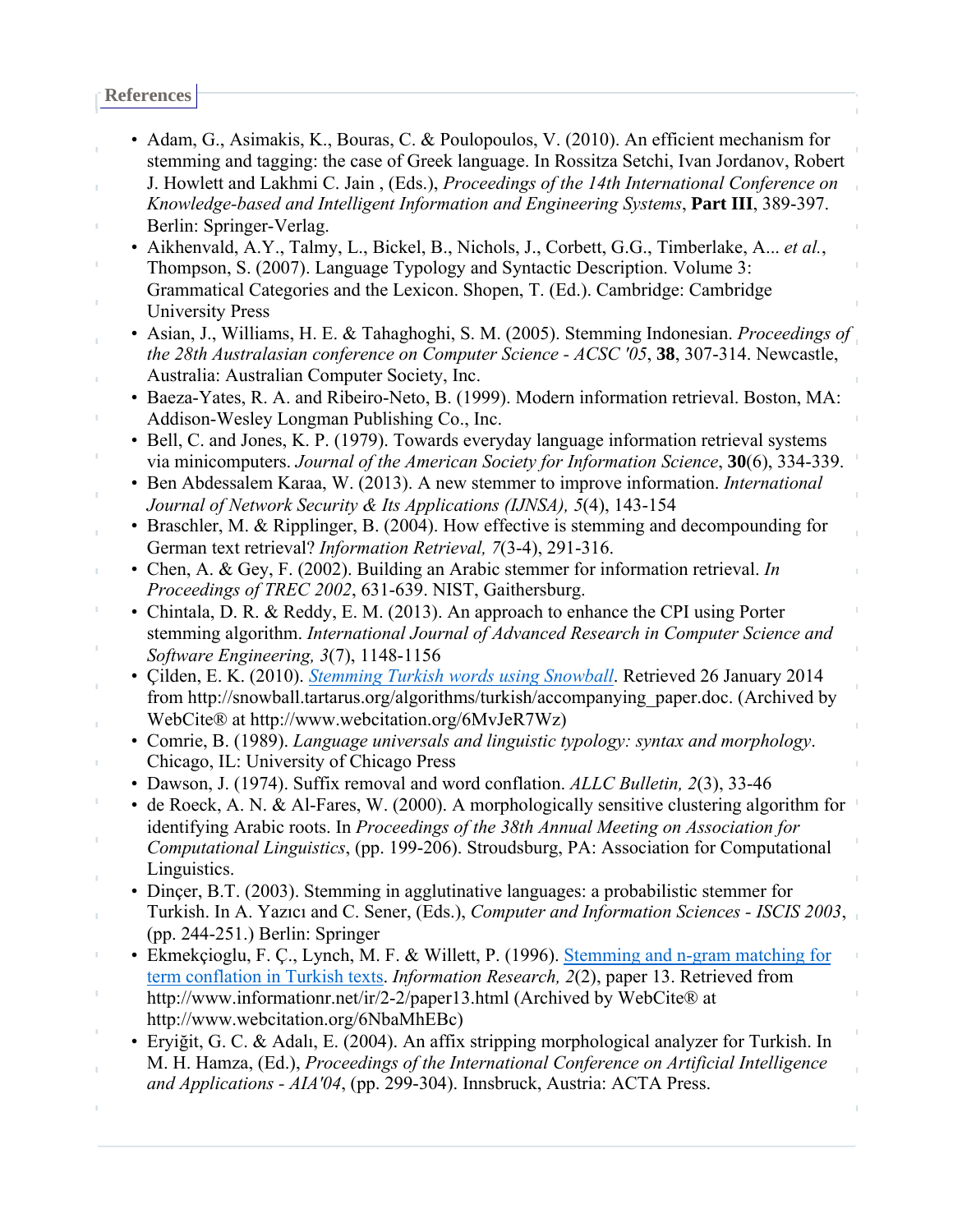## References

- Adam, G., Asimakis, K., Bouras, C. & Poulopoulos, V. (2010). An efficient mechanism for stemming and tagging: the case of Greek language. In Rossitza Setchi, Ivan Jordanov, Robert J. Howlett and Lakhmi C. Jain , (Eds.), *Proceedings of the 14th International Conference on Knowledge-based and Intelligent Information and Engineering Systems*, **Part III**, 389-397. Berlin: Springer-Verlag.
- Aikhenvald, A.Y., Talmy, L., Bickel, B., Nichols, J., Corbett, G.G., Timberlake, A... *et al.*, Thompson, S. (2007). Language Typology and Syntactic Description. Volume 3: Grammatical Categories and the Lexicon. Shopen, T. (Ed.). Cambridge: Cambridge University Press
- Asian, J., Williams, H. E. & Tahaghoghi, S. M. (2005). Stemming Indonesian. *Proceedings of the 28th Australasian conference on Computer Science - ACSC '05*, **38**, 307-314. Newcastle, Australia: Australian Computer Society, Inc.
- Baeza-Yates, R. A. and Ribeiro-Neto, B. (1999). Modern information retrieval. Boston, MA: Addison-Wesley Longman Publishing Co., Inc.
- Bell, C. and Jones, K. P. (1979). Towards everyday language information retrieval systems via minicomputers. *Journal of the American Society for Information Science*, **30**(6), 334-339.
- Ben Abdessalem Karaa, W. (2013). A new stemmer to improve information. *International Journal of Network Security & Its Applications (IJNSA), 5*(4), 143-154
- Braschler, M. & Ripplinger, B. (2004). How effective is stemming and decompounding for German text retrieval? *Information Retrieval, 7*(3-4), 291-316.
- Chen, A. & Gey, F. (2002). Building an Arabic stemmer for information retrieval. *In Proceedings of TREC 2002*, 631-639. NIST, Gaithersburg.
- Chintala, D. R. & Reddy, E. M. (2013). An approach to enhance the CPI using Porter stemming algorithm. *International Journal of Advanced Research in Computer Science and Software Engineering, 3*(7), 1148-1156
- Çilden, E. K. (2010). *Stemming Turkish words using Snowball*. Retrieved 26 January 2014 from http://snowball.tartarus.org/algorithms/turkish/accompanying_paper.doc. (Archived by WebCite® at http://www.webcitation.org/6MvJeR7Wz)
- Comrie, B. (1989). *Language universals and linguistic typology: syntax and morphology*. Chicago, IL: University of Chicago Press
- Dawson, J. (1974). Suffix removal and word conflation. *ALLC Bulletin, 2*(3), 33-46
- de Roeck, A. N. & Al-Fares, W. (2000). A morphologically sensitive clustering algorithm for identifying Arabic roots. In *Proceedings of the 38th Annual Meeting on Association for Computational Linguistics*, (pp. 199-206). Stroudsburg, PA: Association for Computational Linguistics.
- Dinçer, B.T. (2003). Stemming in agglutinative languages: a probabilistic stemmer for Turkish. In A. Yazıcı and C. Sener, (Eds.), *Computer and Information Sciences - ISCIS 2003*, (pp. 244-251.) Berlin: Springer
- Ekmekçioglu, F. Ç., Lynch, M. F. & Willett, P. (1996). Stemming and n-gram matching for term conflation in Turkish texts. *Information Research, 2*(2), paper 13. Retrieved from http://www.informationr.net/ir/2-2/paper13.html (Archived by WebCite® at http://www.webcitation.org/6NbaMhEBc)
- Eryiğit, G. C. & Adalı, E. (2004). An affix stripping morphological analyzer for Turkish. In M. H. Hamza, (Ed.), *Proceedings of the International Conference on Artificial Intelligence and Applications - AIA'04*, (pp. 299-304). Innsbruck, Austria: ACTA Press.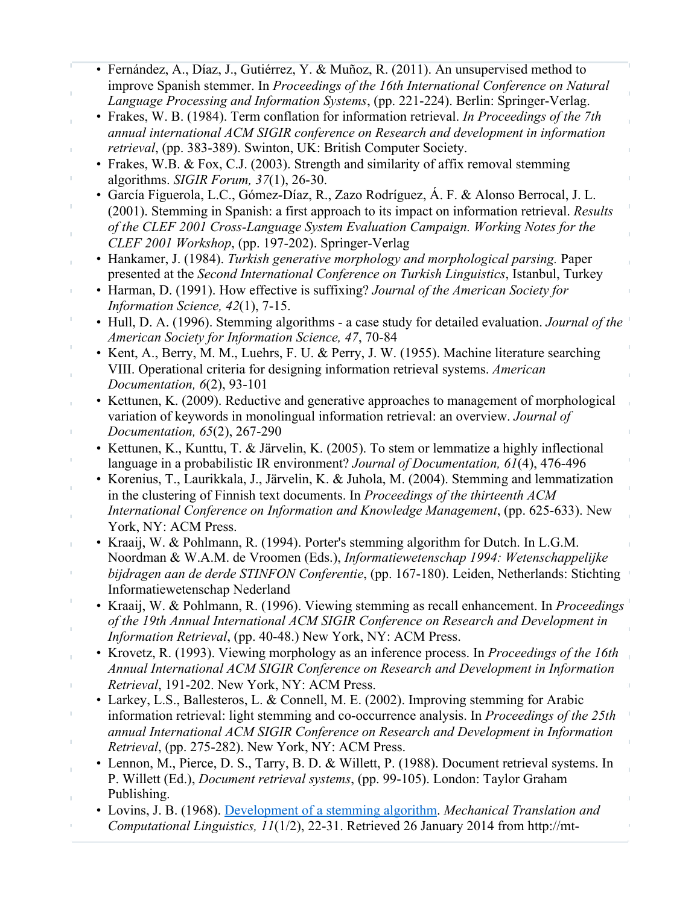- Fernández, A., Díaz, J., Gutiérrez, Y. & Muñoz, R. (2011). An unsupervised method to improve Spanish stemmer. In *Proceedings of the 16th International Conference on Natural Language Processing and Information Systems*, (pp. 221-224). Berlin: Springer-Verlag.
- Frakes, W. B. (1984). Term conflation for information retrieval. *In Proceedings of the 7th annual international ACM SIGIR conference on Research and development in information retrieval*, (pp. 383-389). Swinton, UK: British Computer Society.
- Frakes, W.B. & Fox, C.J. (2003). Strength and similarity of affix removal stemming algorithms. *SIGIR Forum, 37*(1), 26-30.
- García Figuerola, L.C., Gómez-Díaz, R., Zazo Rodríguez, Á. F. & Alonso Berrocal, J. L. (2001). Stemming in Spanish: a first approach to its impact on information retrieval. *Results of the CLEF 2001 Cross-Language System Evaluation Campaign. Working Notes for the CLEF 2001 Workshop*, (pp. 197-202). Springer-Verlag
- Hankamer, J. (1984). *Turkish generative morphology and morphological parsing.* Paper presented at the *Second International Conference on Turkish Linguistics*, Istanbul, Turkey
- Harman, D. (1991). How effective is suffixing? *Journal of the American Society for Information Science, 42*(1), 7-15.
- Hull, D. A. (1996). Stemming algorithms - a case study for detailed evaluation. *Journal of the American Society for Information Science, 47*, 70-84
- Kent, A., Berry, M. M., Luehrs, F. U. & Perry, J. W. (1955). Machine literature searching VIII. Operational criteria for designing information retrieval systems. *American Documentation, 6*(2), 93-101
- Kettunen, K. (2009). Reductive and generative approaches to management of morphological variation of keywords in monolingual information retrieval: an overview. *Journal of Documentation, 65*(2), 267-290
- Kettunen, K., Kunttu, T. & Järvelin, K. (2005). To stem or lemmatize a highly inflectional language in a probabilistic IR environment? *Journal of Documentation, 61*(4), 476-496
- Korenius, T., Laurikkala, J., Järvelin, K. & Juhola, M. (2004). Stemming and lemmatization in the clustering of Finnish text documents. In *Proceedings of the thirteenth ACM International Conference on Information and Knowledge Management*, (pp. 625-633). New York, NY: ACM Press.
- Kraaij, W. & Pohlmann, R. (1994). Porter's stemming algorithm for Dutch. In L.G.M. Noordman & W.A.M. de Vroomen (Eds.), *Informatiewetenschap 1994: Wetenschappelijke bijdragen aan de derde STINFON Conferentie*, (pp. 167-180). Leiden, Netherlands: Stichting Informatiewetenschap Nederland
- Kraaij, W. & Pohlmann, R. (1996). Viewing stemming as recall enhancement. In *Proceedings of the 19th Annual International ACM SIGIR Conference on Research and Development in Information Retrieval*, (pp. 40-48.) New York, NY: ACM Press.
- Krovetz, R. (1993). Viewing morphology as an inference process. In *Proceedings of the 16th Annual International ACM SIGIR Conference on Research and Development in Information Retrieval*, 191-202. New York, NY: ACM Press.
- Larkey, L.S., Ballesteros, L. & Connell, M. E. (2002). Improving stemming for Arabic information retrieval: light stemming and co-occurrence analysis. In *Proceedings of the 25th annual International ACM SIGIR Conference on Research and Development in Information Retrieval*, (pp. 275-282). New York, NY: ACM Press.
- Lennon, M., Pierce, D. S., Tarry, B. D. & Willett, P. (1988). Document retrieval systems. In P. Willett (Ed.), *Document retrieval systems*, (pp. 99-105). London: Taylor Graham Publishing.
- Lovins, J. B. (1968). [Development of a stemming algorithm](). *Mechanical Translation and Computational Linguistics, 11*(1/2), 22-31. Retrieved 26 January 2014 from http://mt-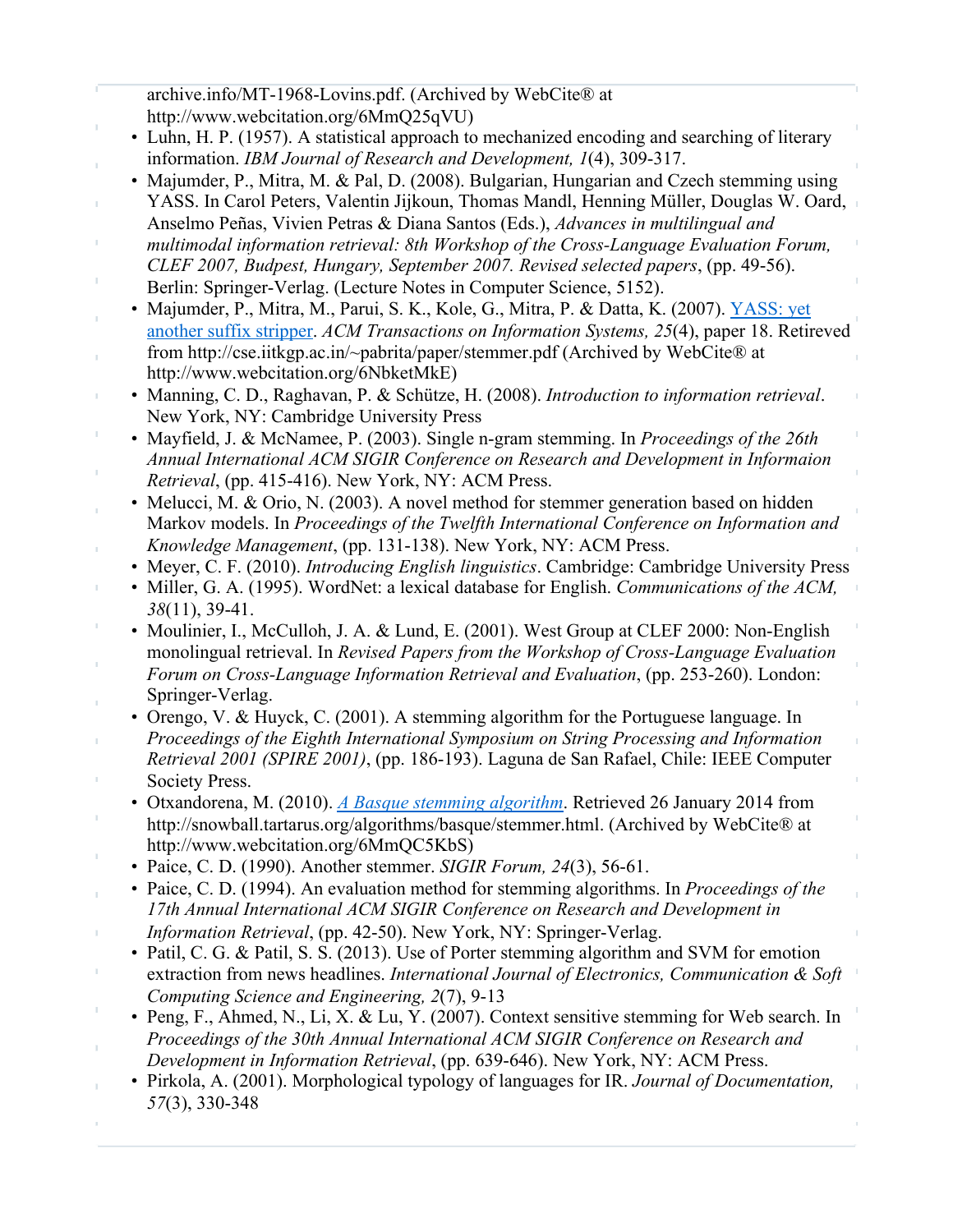archive.info/MT-1968-Lovins.pdf. (Archived by WebCite® at http://www.webcitation.org/6MmQ25qVU)

- Luhn, H. P. (1957). A statistical approach to mechanized encoding and searching of literary information. *IBM Journal of Research and Development, 1*(4), 309-317.
- Majumder, P., Mitra, M. & Pal, D. (2008). Bulgarian, Hungarian and Czech stemming using YASS. In Carol Peters, Valentin Jijkoun, Thomas Mandl, Henning Müller, Douglas W. Oard, Anselmo Peñas, Vivien Petras & Diana Santos (Eds.), *Advances in multilingual and multimodal information retrieval: 8th Workshop of the Cross-Language Evaluation Forum, CLEF 2007, Budpest, Hungary, September 2007. Revised selected papers*, (pp. 49-56). Berlin: Springer-Verlag. (Lecture Notes in Computer Science, 5152).
- Majumder, P., Mitra, M., Parui, S. K., Kole, G., Mitra, P. & Datta, K. (2007). [YASS: yet another suffix stripper](http://cse.iitkgp.ac.in/~pabrita/paper/stemmer.pdf). *ACM Transactions on Information Systems, 25*(4), paper 18. Retrieved from http://cse.iitkgp.ac.in/~pabrita/paper/stemmer.pdf (Archived by WebCite® at http://www.webcitation.org/6NbketMkE)
- Manning, C. D., Raghavan, P. & Schütze, H. (2008). *Introduction to information retrieval*. New York, NY: Cambridge University Press
- Mayfield, J. & McNamee, P. (2003). Single n-gram stemming. In *Proceedings of the 26th Annual International ACM SIGIR Conference on Research and Development in Informaion Retrieval*, (pp. 415-416). New York, NY: ACM Press.
- Melucci, M. & Orio, N. (2003). A novel method for stemmer generation based on hidden Markov models. In *Proceedings of the Twelfth International Conference on Information and Knowledge Management*, (pp. 131-138). New York, NY: ACM Press.
- Meyer, C. F. (2010). *Introducing English linguistics*. Cambridge: Cambridge University Press
- Miller, G. A. (1995). WordNet: a lexical database for English. *Communications of the ACM, 38*(11), 39-41.
- Moulinier, I., McCulloh, J. A. & Lund, E. (2001). West Group at CLEF 2000: Non-English monolingual retrieval. In *Revised Papers from the Workshop of Cross-Language Evaluation Forum on Cross-Language Information Retrieval and Evaluation*, (pp. 253-260). London: Springer-Verlag.
- Orengo, V. & Huyck, C. (2001). A stemming algorithm for the Portuguese language. In *Proceedings of the Eighth International Symposium on String Processing and Information Retrieval 2001 (SPIRE 2001)*, (pp. 186-193). Laguna de San Rafael, Chile: IEEE Computer Society Press.
- Otxandorena, M. (2010). *[A Basque stemming algorithm](http://snowball.tartarus.org/algorithms/basque/stemmer.html)*. Retrieved 26 January 2014 from http://snowball.tartarus.org/algorithms/basque/stemmer.html. (Archived by WebCite® at http://www.webcitation.org/6MmQC5KbS)
- Paice, C. D. (1990). Another stemmer. *SIGIR Forum, 24*(3), 56-61.
- Paice, C. D. (1994). An evaluation method for stemming algorithms. In *Proceedings of the 17th Annual International ACM SIGIR Conference on Research and Development in Information Retrieval*, (pp. 42-50). New York, NY: Springer-Verlag.
- Patil, C. G. & Patil, S. S. (2013). Use of Porter stemming algorithm and SVM for emotion extraction from news headlines. *International Journal of Electronics, Communication & Soft Computing Science and Engineering, 2*(7), 9-13
- Peng, F., Ahmed, N., Li, X. & Lu, Y. (2007). Context sensitive stemming for Web search. In *Proceedings of the 30th Annual International ACM SIGIR Conference on Research and Development in Information Retrieval*, (pp. 639-646). New York, NY: ACM Press.
- Pirkola, A. (2001). Morphological typology of languages for IR. *Journal of Documentation, 57*(3), 330-348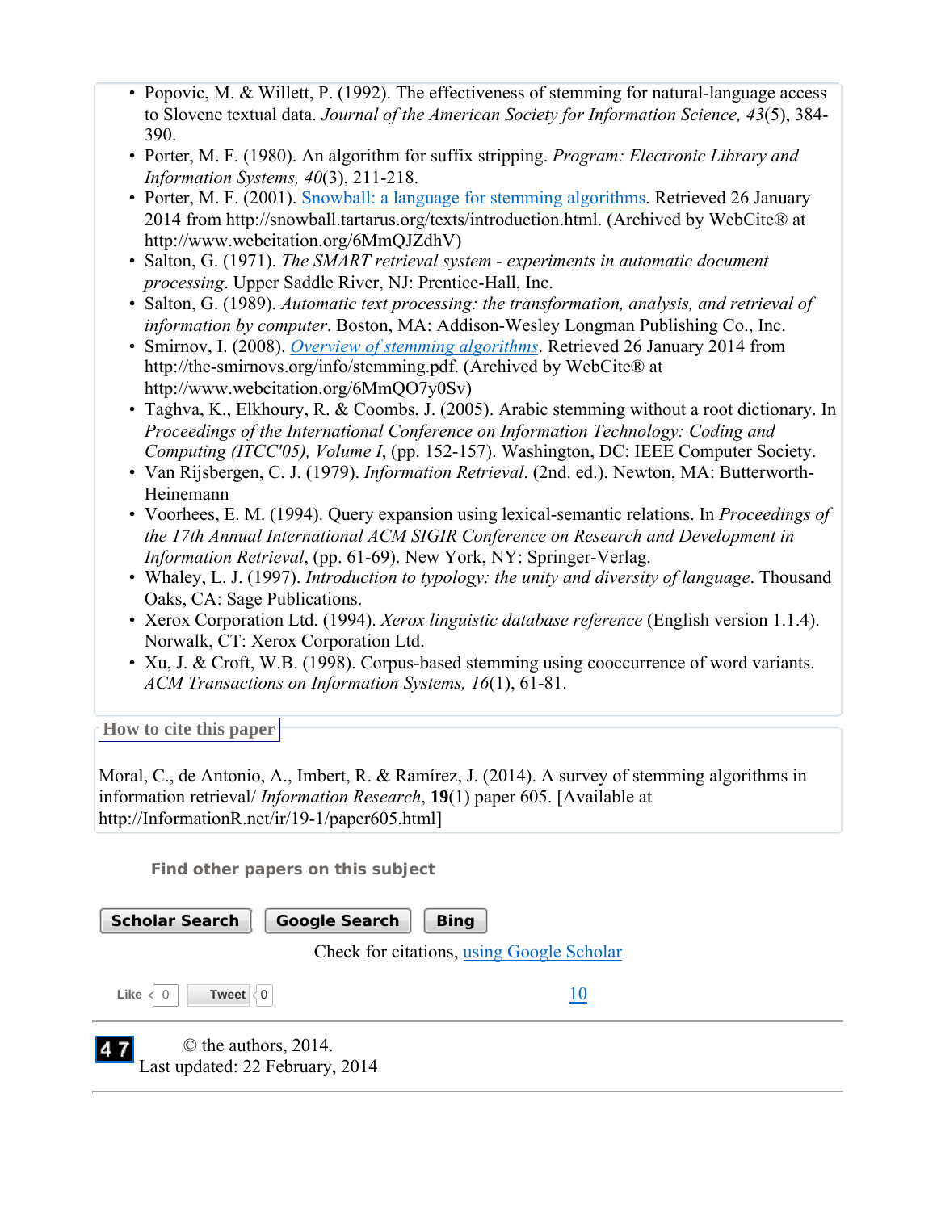- Popovic, M. & Willett, P. (1992). The effectiveness of stemming for natural-language access to Slovene textual data. *Journal of the American Society for Information Science, 43*(5), 384-390.
- Porter, M. F. (1980). An algorithm for suffix stripping. *Program: Electronic Library and Information Systems, 40*(3), 211-218.
- Porter, M. F. (2001). Snowball: a language for stemming algorithms. Retrieved 26 January 2014 from http://snowball.tartarus.org/texts/introduction.html. (Archived by WebCite® at http://www.webcitation.org/6MmQJZdhV)
- Salton, G. (1971). *The SMART retrieval system - experiments in automatic document processing*. Upper Saddle River, NJ: Prentice-Hall, Inc.
- Salton, G. (1989). *Automatic text processing: the transformation, analysis, and retrieval of information by computer*. Boston, MA: Addison-Wesley Longman Publishing Co., Inc.
- Smirnov, I. (2008). *Overview of stemming algorithms*. Retrieved 26 January 2014 from http://the-smirnovs.org/info/stemming.pdf. (Archived by WebCite® at http://www.webcitation.org/6MmQO7y0Sv)
- Taghva, K., Elkhoury, R. & Coombs, J. (2005). Arabic stemming without a root dictionary. In *Proceedings of the International Conference on Information Technology: Coding and Computing (ITCC'05), Volume I*, (pp. 152-157). Washington, DC: IEEE Computer Society.
- Van Rijsbergen, C. J. (1979). *Information Retrieval*. (2nd. ed.). Newton, MA: Butterworth-Heinemann
- Voorhees, E. M. (1994). Query expansion using lexical-semantic relations. In *Proceedings of the 17th Annual International ACM SIGIR Conference on Research and Development in Information Retrieval*, (pp. 61-69). New York, NY: Springer-Verlag.
- Whaley, L. J. (1997). *Introduction to typology: the unity and diversity of language*. Thousand Oaks, CA: Sage Publications.
- Xerox Corporation Ltd. (1994). *Xerox linguistic database reference* (English version 1.1.4). Norwalk, CT: Xerox Corporation Ltd.
- Xu, J. & Croft, W.B. (1998). Corpus-based stemming using cooccurrence of word variants. *ACM Transactions on Information Systems, 16*(1), 61-81.

## How to cite this paper

Moral, C., de Antonio, A., Imbert, R. & Ramírez, J. (2014). A survey of stemming algorithms in information retrieval/ *Information Research*, **19**(1) paper 605. [Available at http://InformationR.net/ir/19-1/paper605.html]

**Find other papers on this subject**

Scholar Search | Google Search | Bing

Check for citations, using Google Scholar

© the authors, 2014.
Last updated: 22 February, 2014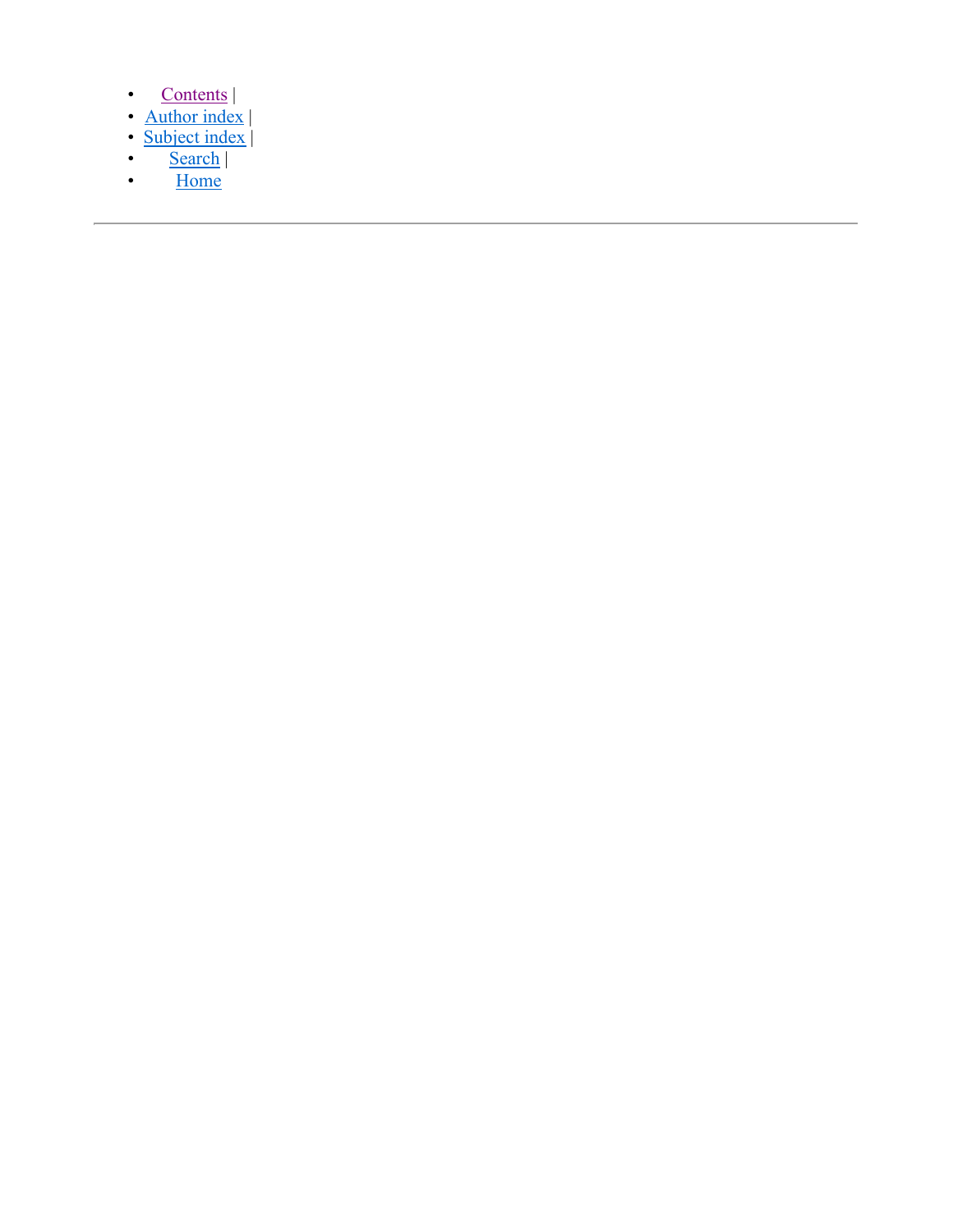- Contents |
- Author index |
- Subject index |
- Search |
- Home

---